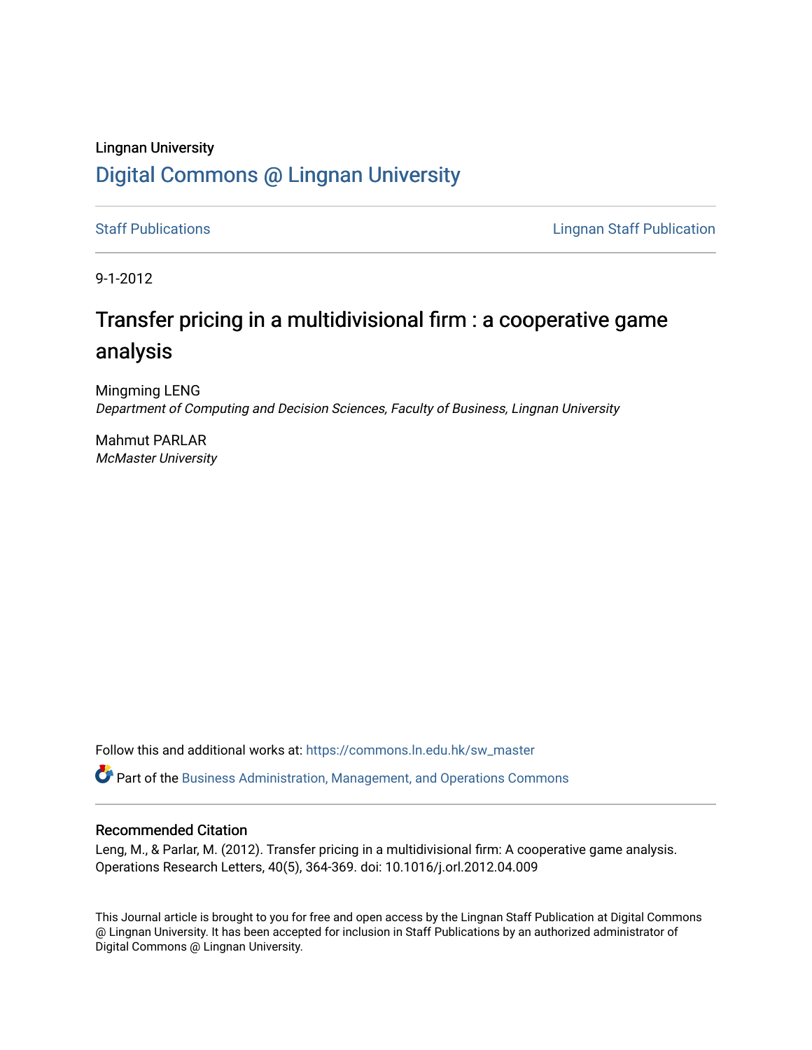Lingnan University

# Digital Commons @ Lingnan University

Staff Publications | Lingnan Staff Publication

9-1-2012

## Transfer pricing in a multidivisional firm : a cooperative game analysis

Mingming LENG
*Department of Computing and Decision Sciences, Faculty of Business, Lingnan University*

Mahmut PARLAR
*McMaster University*

Follow this and additional works at: https://commons.ln.edu.hk/sw_master

Part of the Business Administration, Management, and Operations Commons

### Recommended Citation

Leng, M., & Parlar, M. (2012). Transfer pricing in a multidivisional firm: A cooperative game analysis. Operations Research Letters, 40(5), 364-369. doi: 10.1016/j.orl.2012.04.009

This Journal article is brought to you for free and open access by the Lingnan Staff Publication at Digital Commons @ Lingnan University. It has been accepted for inclusion in Staff Publications by an authorized administrator of Digital Commons @ Lingnan University.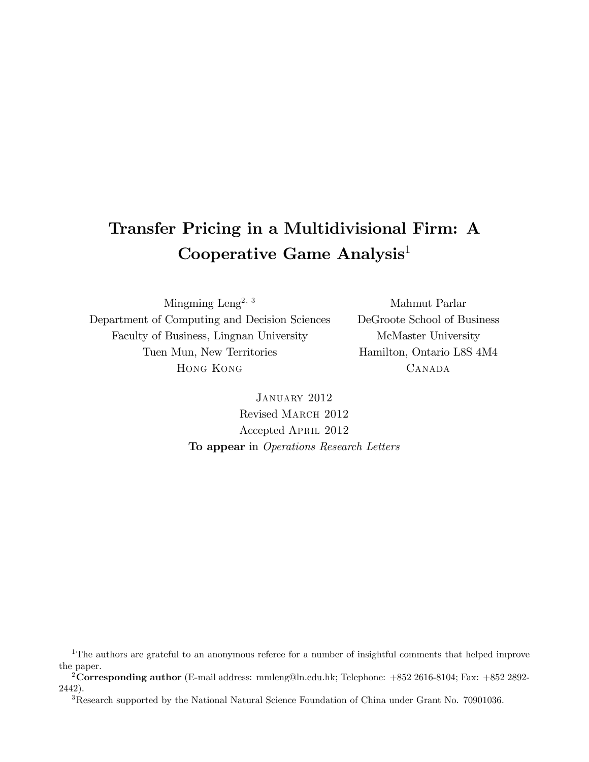# Transfer Pricing in a Multidivisional Firm: A Cooperative Game Analysis[1]

Mingming Leng[2, 3]
Department of Computing and Decision Sciences
Faculty of Business, Lingnan University
Tuen Mun, New Territories
Hong Kong

Mahmut Parlar
DeGroote School of Business
McMaster University
Hamilton, Ontario L8S 4M4
Canada

January 2012
Revised March 2012
Accepted April 2012
**To appear** in *Operations Research Letters*

[1]The authors are grateful to an anonymous referee for a number of insightful comments that helped improve the paper.

[2]**Corresponding author** (E-mail address: mmleng@ln.edu.hk; Telephone: +852 2616-8104; Fax: +852 2892-2442).

[3]Research supported by the National Natural Science Foundation of China under Grant No. 70901036.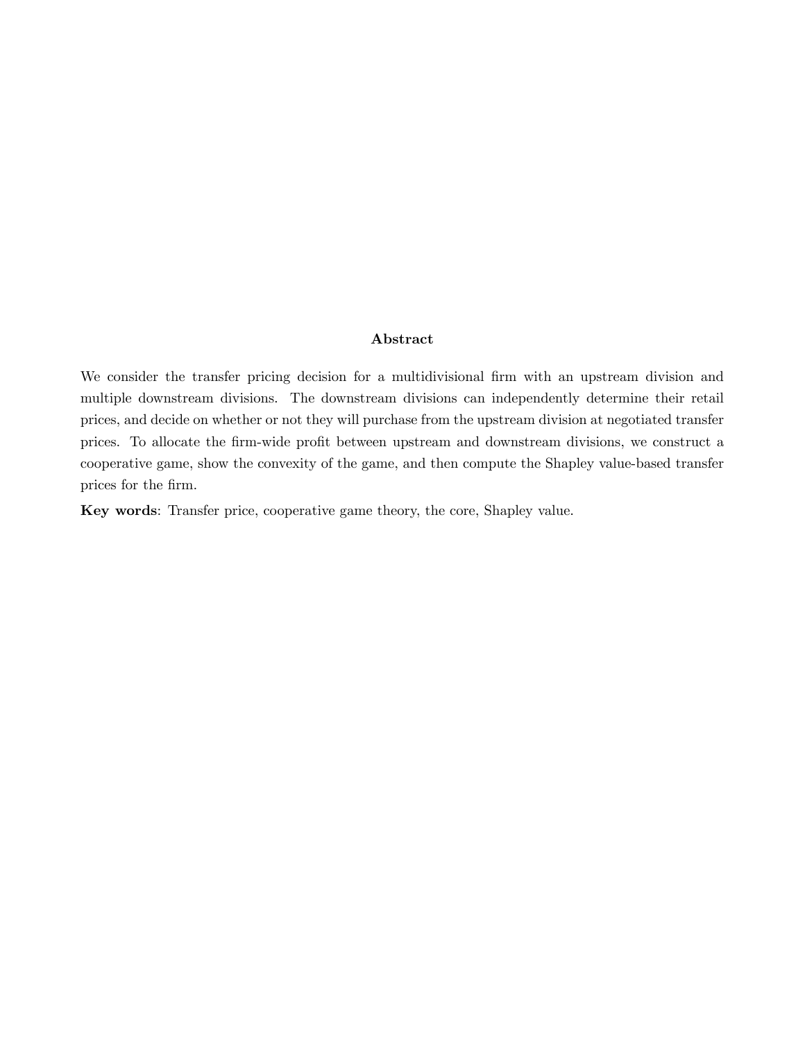## Abstract

We consider the transfer pricing decision for a multidivisional firm with an upstream division and multiple downstream divisions. The downstream divisions can independently determine their retail prices, and decide on whether or not they will purchase from the upstream division at negotiated transfer prices. To allocate the firm-wide profit between upstream and downstream divisions, we construct a cooperative game, show the convexity of the game, and then compute the Shapley value-based transfer prices for the firm.

**Key words**: Transfer price, cooperative game theory, the core, Shapley value.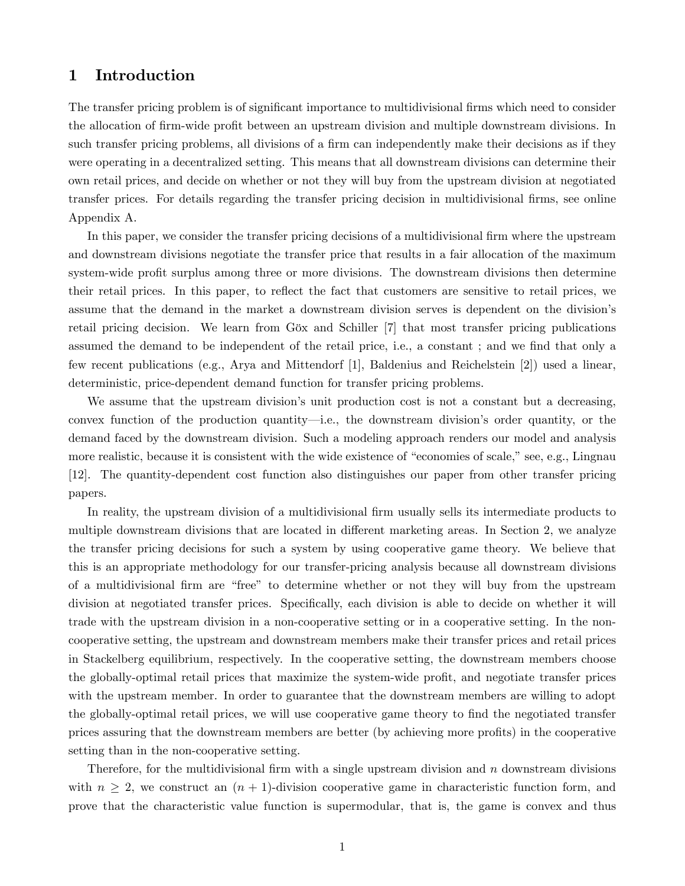# 1 Introduction

The transfer pricing problem is of significant importance to multidivisional firms which need to consider the allocation of firm-wide profit between an upstream division and multiple downstream divisions. In such transfer pricing problems, all divisions of a firm can independently make their decisions as if they were operating in a decentralized setting. This means that all downstream divisions can determine their own retail prices, and decide on whether or not they will buy from the upstream division at negotiated transfer prices. For details regarding the transfer pricing decision in multidivisional firms, see online Appendix A.

In this paper, we consider the transfer pricing decisions of a multidivisional firm where the upstream and downstream divisions negotiate the transfer price that results in a fair allocation of the maximum system-wide profit surplus among three or more divisions. The downstream divisions then determine their retail prices. In this paper, to reflect the fact that customers are sensitive to retail prices, we assume that the demand in the market a downstream division serves is dependent on the division's retail pricing decision. We learn from Göx and Schiller [7] that most transfer pricing publications assumed the demand to be independent of the retail price, i.e., a constant ; and we find that only a few recent publications (e.g., Arya and Mittendorf [1], Baldenius and Reichelstein [2]) used a linear, deterministic, price-dependent demand function for transfer pricing problems.

We assume that the upstream division's unit production cost is not a constant but a decreasing, convex function of the production quantity—i.e., the downstream division's order quantity, or the demand faced by the downstream division. Such a modeling approach renders our model and analysis more realistic, because it is consistent with the wide existence of "economies of scale," see, e.g., Lingnau [12]. The quantity-dependent cost function also distinguishes our paper from other transfer pricing papers.

In reality, the upstream division of a multidivisional firm usually sells its intermediate products to multiple downstream divisions that are located in different marketing areas. In Section 2, we analyze the transfer pricing decisions for such a system by using cooperative game theory. We believe that this is an appropriate methodology for our transfer-pricing analysis because all downstream divisions of a multidivisional firm are "free" to determine whether or not they will buy from the upstream division at negotiated transfer prices. Specifically, each division is able to decide on whether it will trade with the upstream division in a non-cooperative setting or in a cooperative setting. In the non-cooperative setting, the upstream and downstream members make their transfer prices and retail prices in Stackelberg equilibrium, respectively. In the cooperative setting, the downstream members choose the globally-optimal retail prices that maximize the system-wide profit, and negotiate transfer prices with the upstream member. In order to guarantee that the downstream members are willing to adopt the globally-optimal retail prices, we will use cooperative game theory to find the negotiated transfer prices assuring that the downstream members are better (by achieving more profits) in the cooperative setting than in the non-cooperative setting.

Therefore, for the multidivisional firm with a single upstream division and $n$ downstream divisions with $n \geq 2$, we construct an $(n+1)$-division cooperative game in characteristic function form, and prove that the characteristic value function is supermodular, that is, the game is convex and thus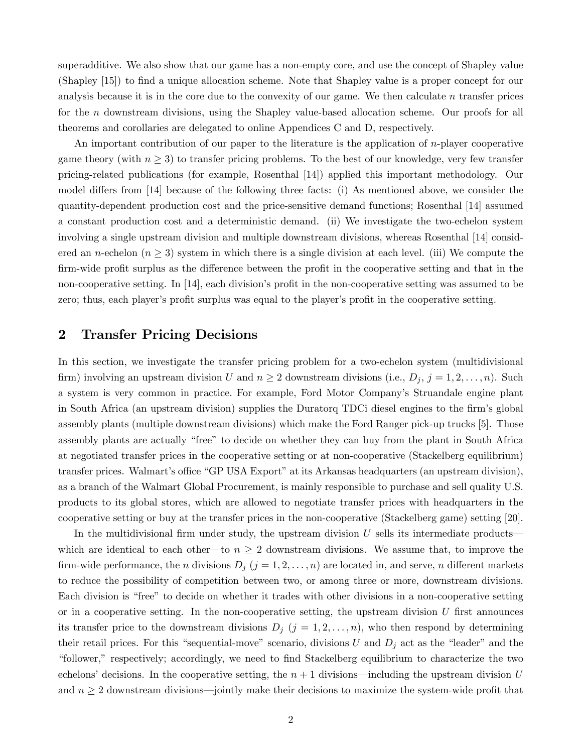superadditive. We also show that our game has a non-empty core, and use the concept of Shapley value (Shapley [15]) to find a unique allocation scheme. Note that Shapley value is a proper concept for our analysis because it is in the core due to the convexity of our game. We then calculate $n$ transfer prices for the $n$ downstream divisions, using the Shapley value-based allocation scheme. Our proofs for all theorems and corollaries are delegated to online Appendices C and D, respectively.

An important contribution of our paper to the literature is the application of $n$-player cooperative game theory (with $n \geq 3$) to transfer pricing problems. To the best of our knowledge, very few transfer pricing-related publications (for example, Rosenthal [14]) applied this important methodology. Our model differs from [14] because of the following three facts: (i) As mentioned above, we consider the quantity-dependent production cost and the price-sensitive demand functions; Rosenthal [14] assumed a constant production cost and a deterministic demand. (ii) We investigate the two-echelon system involving a single upstream division and multiple downstream divisions, whereas Rosenthal [14] considered an $n$-echelon ($n \geq 3$) system in which there is a single division at each level. (iii) We compute the firm-wide profit surplus as the difference between the profit in the cooperative setting and that in the non-cooperative setting. In [14], each division's profit in the non-cooperative setting was assumed to be zero; thus, each player's profit surplus was equal to the player's profit in the cooperative setting.

## 2 Transfer Pricing Decisions

In this section, we investigate the transfer pricing problem for a two-echelon system (multidivisional firm) involving an upstream division $U$ and $n \geq 2$ downstream divisions (i.e., $D_j$, $j = 1, 2, \ldots, n$). Such a system is very common in practice. For example, Ford Motor Company's Struandale engine plant in South Africa (an upstream division) supplies the Duratorq TDCi diesel engines to the firm's global assembly plants (multiple downstream divisions) which make the Ford Ranger pick-up trucks [5]. Those assembly plants are actually "free" to decide on whether they can buy from the plant in South Africa at negotiated transfer prices in the cooperative setting or at non-cooperative (Stackelberg equilibrium) transfer prices. Walmart's office "GP USA Export" at its Arkansas headquarters (an upstream division), as a branch of the Walmart Global Procurement, is mainly responsible to purchase and sell quality U.S. products to its global stores, which are allowed to negotiate transfer prices with headquarters in the cooperative setting or buy at the transfer prices in the non-cooperative (Stackelberg game) setting [20].

In the multidivisional firm under study, the upstream division $U$ sells its intermediate products—which are identical to each other—to $n \geq 2$ downstream divisions. We assume that, to improve the firm-wide performance, the $n$ divisions $D_j$ ($j = 1, 2, \ldots, n$) are located in, and serve, $n$ different markets to reduce the possibility of competition between two, or among three or more, downstream divisions. Each division is "free" to decide on whether it trades with other divisions in a non-cooperative setting or in a cooperative setting. In the non-cooperative setting, the upstream division $U$ first announces its transfer price to the downstream divisions $D_j$ ($j = 1, 2, \ldots, n$), who then respond by determining their retail prices. For this "sequential-move" scenario, divisions $U$ and $D_j$ act as the "leader" and the "follower," respectively; accordingly, we need to find Stackelberg equilibrium to characterize the two echelons' decisions. In the cooperative setting, the $n + 1$ divisions—including the upstream division $U$ and $n \geq 2$ downstream divisions—jointly make their decisions to maximize the system-wide profit that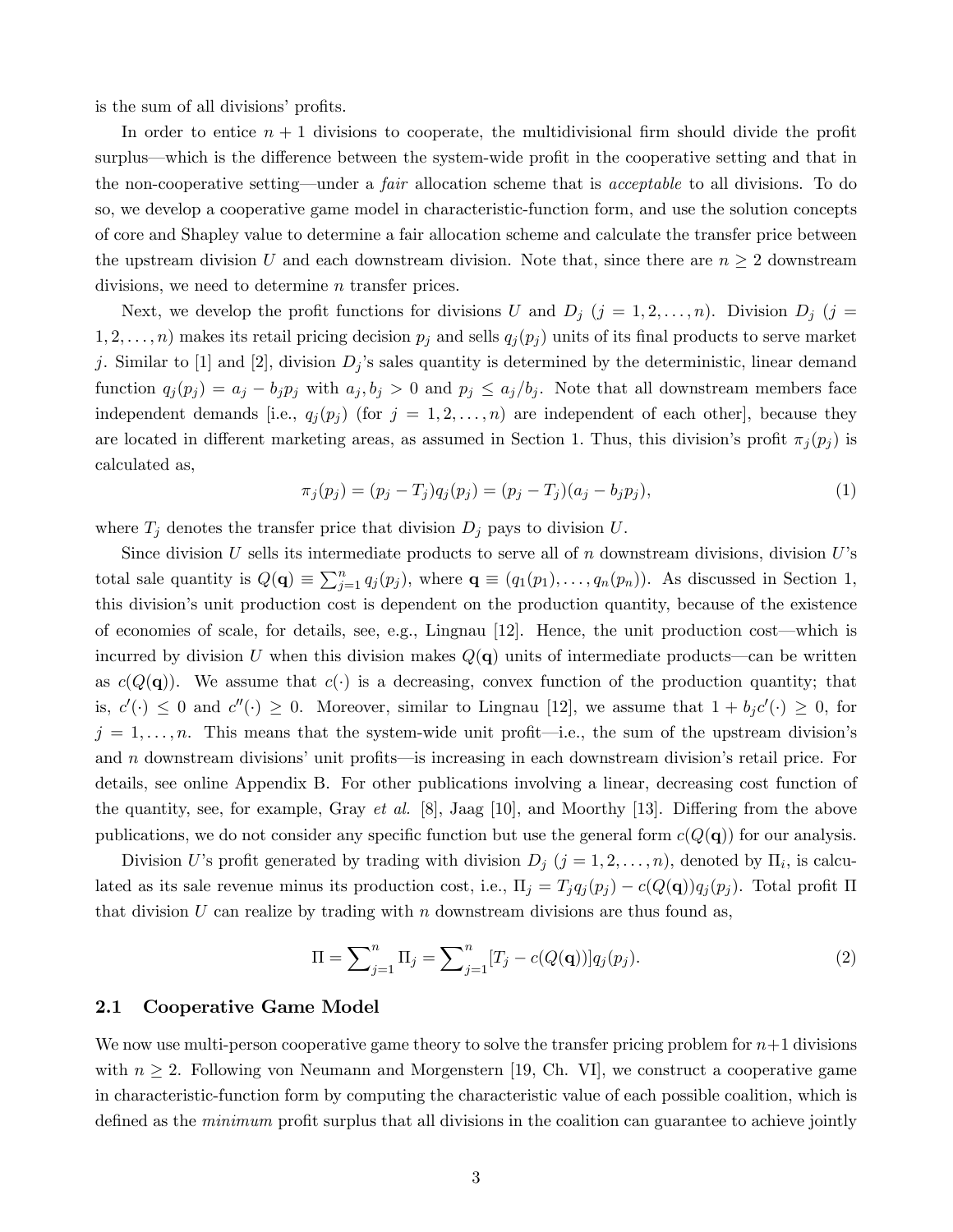is the sum of all divisions' profits.

In order to entice $n+1$ divisions to cooperate, the multidivisional firm should divide the profit surplus—which is the difference between the system-wide profit in the cooperative setting and that in the non-cooperative setting—under a *fair* allocation scheme that is *acceptable* to all divisions. To do so, we develop a cooperative game model in characteristic-function form, and use the solution concepts of core and Shapley value to determine a fair allocation scheme and calculate the transfer price between the upstream division $U$ and each downstream division. Note that, since there are $n \geq 2$ downstream divisions, we need to determine $n$ transfer prices.

Next, we develop the profit functions for divisions $U$ and $D_j$ ($j = 1, 2, \ldots, n$). Division $D_j$ ($j = 1, 2, \ldots, n$) makes its retail pricing decision $p_j$ and sells $q_j(p_j)$ units of its final products to serve market $j$. Similar to [1] and [2], division $D_j$'s sales quantity is determined by the deterministic, linear demand function $q_j(p_j) = a_j - b_j p_j$ with $a_j, b_j > 0$ and $p_j \leq a_j/b_j$. Note that all downstream members face independent demands [i.e., $q_j(p_j)$ (for $j = 1, 2, \ldots, n$) are independent of each other], because they are located in different marketing areas, as assumed in Section 1. Thus, this division's profit $\pi_j(p_j)$ is calculated as,

$$\pi_j(p_j) = (p_j - T_j)q_j(p_j) = (p_j - T_j)(a_j - b_j p_j), \tag{1}$$

where $T_j$ denotes the transfer price that division $D_j$ pays to division $U$.

Since division $U$ sells its intermediate products to serve all of $n$ downstream divisions, division $U$'s total sale quantity is $Q(\mathbf{q}) \equiv \sum_{j=1}^{n} q_j(p_j)$, where $\mathbf{q} \equiv (q_1(p_1), \ldots, q_n(p_n))$. As discussed in Section 1, this division's unit production cost is dependent on the production quantity, because of the existence of economies of scale, for details, see, e.g., Lingnau [12]. Hence, the unit production cost—which is incurred by division $U$ when this division makes $Q(\mathbf{q})$ units of intermediate products—can be written as $c(Q(\mathbf{q}))$. We assume that $c(\cdot)$ is a decreasing, convex function of the production quantity; that is, $c'(\cdot) \leq 0$ and $c''(\cdot) \geq 0$. Moreover, similar to Lingnau [12], we assume that $1 + b_j c'(\cdot) \geq 0$, for $j = 1, \ldots, n$. This means that the system-wide unit profit—i.e., the sum of the upstream division's and $n$ downstream divisions' unit profits—is increasing in each downstream division's retail price. For details, see online Appendix B. For other publications involving a linear, decreasing cost function of the quantity, see, for example, Gray *et al.* [8], Jaag [10], and Moorthy [13]. Differing from the above publications, we do not consider any specific function but use the general form $c(Q(\mathbf{q}))$ for our analysis.

Division $U$'s profit generated by trading with division $D_j$ ($j = 1, 2, \ldots, n$), denoted by $\Pi_i$, is calculated as its sale revenue minus its production cost, i.e., $\Pi_j = T_j q_j(p_j) - c(Q(\mathbf{q}))q_j(p_j)$. Total profit $\Pi$ that division $U$ can realize by trading with $n$ downstream divisions are thus found as,

$$\Pi = \sum\nolimits_{j=1}^{n} \Pi_j = \sum\nolimits_{j=1}^{n} [T_j - c(Q(\mathbf{q}))]q_j(p_j). \tag{2}$$

### 2.1 Cooperative Game Model

We now use multi-person cooperative game theory to solve the transfer pricing problem for $n+1$ divisions with $n \geq 2$. Following von Neumann and Morgenstern [19, Ch. VI], we construct a cooperative game in characteristic-function form by computing the characteristic value of each possible coalition, which is defined as the *minimum* profit surplus that all divisions in the coalition can guarantee to achieve jointly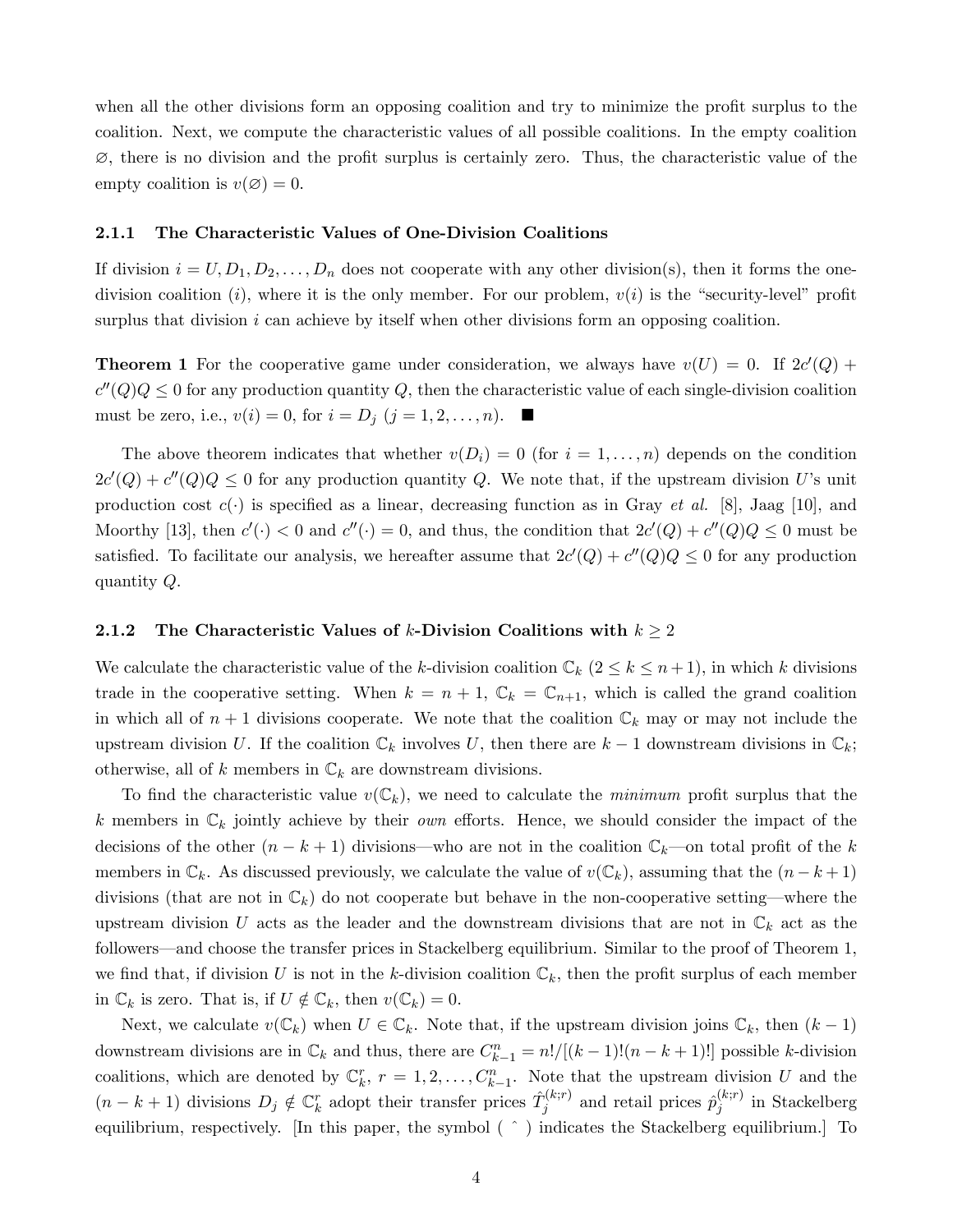when all the other divisions form an opposing coalition and try to minimize the profit surplus to the coalition. Next, we compute the characteristic values of all possible coalitions. In the empty coalition $\varnothing$, there is no division and the profit surplus is certainly zero. Thus, the characteristic value of the empty coalition is $v(\varnothing) = 0$.

### 2.1.1 The Characteristic Values of One-Division Coalitions

If division $i = U, D_1, D_2, \ldots, D_n$ does not cooperate with any other division(s), then it forms the one-division coalition $(i)$, where it is the only member. For our problem, $v(i)$ is the "security-level" profit surplus that division $i$ can achieve by itself when other divisions form an opposing coalition.

**Theorem 1** For the cooperative game under consideration, we always have $v(U) = 0$. If $2c'(Q) + c''(Q)Q \leq 0$ for any production quantity $Q$, then the characteristic value of each single-division coalition must be zero, i.e., $v(i) = 0$, for $i = D_j$ $(j = 1, 2, \ldots, n)$. ■

The above theorem indicates that whether $v(D_i) = 0$ (for $i = 1, \ldots, n$) depends on the condition $2c'(Q) + c''(Q)Q \leq 0$ for any production quantity $Q$. We note that, if the upstream division $U$'s unit production cost $c(\cdot)$ is specified as a linear, decreasing function as in Gray *et al.* [8], Jaag [10], and Moorthy [13], then $c'(\cdot) < 0$ and $c''(\cdot) = 0$, and thus, the condition that $2c'(Q) + c''(Q)Q \leq 0$ must be satisfied. To facilitate our analysis, we hereafter assume that $2c'(Q) + c''(Q)Q \leq 0$ for any production quantity $Q$.

### 2.1.2 The Characteristic Values of $k$-Division Coalitions with $k \geq 2$

We calculate the characteristic value of the $k$-division coalition $\mathbb{C}_k$ $(2 \leq k \leq n+1)$, in which $k$ divisions trade in the cooperative setting. When $k = n+1$, $\mathbb{C}_k = \mathbb{C}_{n+1}$, which is called the grand coalition in which all of $n+1$ divisions cooperate. We note that the coalition $\mathbb{C}_k$ may or may not include the upstream division $U$. If the coalition $\mathbb{C}_k$ involves $U$, then there are $k-1$ downstream divisions in $\mathbb{C}_k$; otherwise, all of $k$ members in $\mathbb{C}_k$ are downstream divisions.

To find the characteristic value $v(\mathbb{C}_k)$, we need to calculate the *minimum* profit surplus that the $k$ members in $\mathbb{C}_k$ jointly achieve by their *own* efforts. Hence, we should consider the impact of the decisions of the other $(n-k+1)$ divisions—who are not in the coalition $\mathbb{C}_k$—on total profit of the $k$ members in $\mathbb{C}_k$. As discussed previously, we calculate the value of $v(\mathbb{C}_k)$, assuming that the $(n-k+1)$ divisions (that are not in $\mathbb{C}_k$) do not cooperate but behave in the non-cooperative setting—where the upstream division $U$ acts as the leader and the downstream divisions that are not in $\mathbb{C}_k$ act as the followers—and choose the transfer prices in Stackelberg equilibrium. Similar to the proof of Theorem 1, we find that, if division $U$ is not in the $k$-division coalition $\mathbb{C}_k$, then the profit surplus of each member in $\mathbb{C}_k$ is zero. That is, if $U \notin \mathbb{C}_k$, then $v(\mathbb{C}_k) = 0$.

Next, we calculate $v(\mathbb{C}_k)$ when $U \in \mathbb{C}_k$. Note that, if the upstream division joins $\mathbb{C}_k$, then $(k-1)$ downstream divisions are in $\mathbb{C}_k$ and thus, there are $C^n_{k-1} = n!/[(k-1)!(n-k+1)!]$ possible $k$-division coalitions, which are denoted by $\mathbb{C}^r_k$, $r = 1, 2, \ldots, C^n_{k-1}$. Note that the upstream division $U$ and the $(n-k+1)$ divisions $D_j \notin \mathbb{C}^r_k$ adopt their transfer prices $\hat{T}^{(k;r)}_j$ and retail prices $\hat{p}^{(k;r)}_j$ in Stackelberg equilibrium, respectively. [In this paper, the symbol ( ˆ ) indicates the Stackelberg equilibrium.] To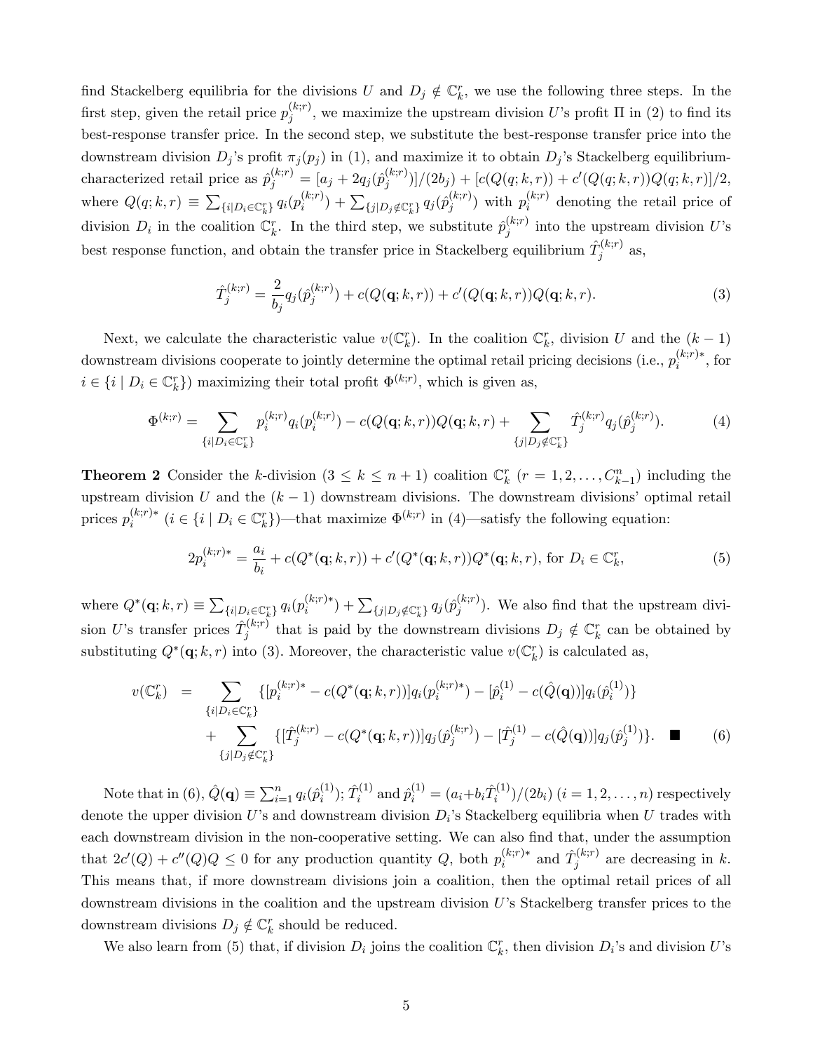find Stackelberg equilibria for the divisions $U$ and $D_j \notin \mathbb{C}_k^r$, we use the following three steps. In the first step, given the retail price $p_j^{(k;r)}$, we maximize the upstream division $U$'s profit $\Pi$ in (2) to find its best-response transfer price. In the second step, we substitute the best-response transfer price into the downstream division $D_j$'s profit $\pi_j(p_j)$ in (1), and maximize it to obtain $D_j$'s Stackelberg equilibrium-characterized retail price as $\hat{p}_j^{(k;r)} = [a_j + 2q_j(\hat{p}_j^{(k;r)})]/(2b_j) + [c(Q(q;k,r)) + c'(Q(q;k,r))Q(q;k,r)]/2$, where $Q(q;k,r) \equiv \sum_{\{i|D_i \in \mathbb{C}_k^r\}} q_i(p_i^{(k;r)}) + \sum_{\{j|D_j \notin \mathbb{C}_k^r\}} q_j(\hat{p}_j^{(k;r)})$ with $p_i^{(k;r)}$ denoting the retail price of division $D_i$ in the coalition $\mathbb{C}_k^r$. In the third step, we substitute $\hat{p}_j^{(k;r)}$ into the upstream division $U$'s best response function, and obtain the transfer price in Stackelberg equilibrium $\hat{T}_j^{(k;r)}$ as,

$$\hat{T}_j^{(k;r)} = \frac{2}{b_j} q_j(\hat{p}_j^{(k;r)}) + c(Q(\mathbf{q};k,r)) + c'(Q(\mathbf{q};k,r))Q(\mathbf{q};k,r). \tag{3}$$

Next, we calculate the characteristic value $v(\mathbb{C}_k^r)$. In the coalition $\mathbb{C}_k^r$, division $U$ and the $(k-1)$ downstream divisions cooperate to jointly determine the optimal retail pricing decisions (i.e., $p_i^{(k;r)*}$, for $i \in \{i \mid D_i \in \mathbb{C}_k^r\}$) maximizing their total profit $\Phi^{(k;r)}$, which is given as,

$$\Phi^{(k;r)} = \sum_{\{i|D_i \in \mathbb{C}_k^r\}} p_i^{(k;r)} q_i(p_i^{(k;r)}) - c(Q(\mathbf{q};k,r))Q(\mathbf{q};k,r) + \sum_{\{j|D_j \notin \mathbb{C}_k^r\}} \hat{T}_j^{(k;r)} q_j(\hat{p}_j^{(k;r)}). \tag{4}$$

**Theorem 2** Consider the $k$-division $(3 \le k \le n+1)$ coalition $\mathbb{C}_k^r$ $(r = 1, 2, \ldots, C_{k-1}^n)$ including the upstream division $U$ and the $(k-1)$ downstream divisions. The downstream divisions' optimal retail prices $p_i^{(k;r)*}$ $(i \in \{i \mid D_i \in \mathbb{C}_k^r\})$—that maximize $\Phi^{(k;r)}$ in (4)—satisfy the following equation:

$$2p_i^{(k;r)*} = \frac{a_i}{b_i} + c(Q^*(\mathbf{q};k,r)) + c'(Q^*(\mathbf{q};k,r))Q^*(\mathbf{q};k,r), \text{ for } D_i \in \mathbb{C}_k^r, \tag{5}$$

where $Q^*(\mathbf{q};k,r) \equiv \sum_{\{i|D_i \in \mathbb{C}_k^r\}} q_i(p_i^{(k;r)*}) + \sum_{\{j|D_j \notin \mathbb{C}_k^r\}} q_j(\hat{p}_j^{(k;r)})$. We also find that the upstream division $U$'s transfer prices $\hat{T}_j^{(k;r)}$ that is paid by the downstream divisions $D_j \notin \mathbb{C}_k^r$ can be obtained by substituting $Q^*(\mathbf{q};k,r)$ into (3). Moreover, the characteristic value $v(\mathbb{C}_k^r)$ is calculated as,

$$\begin{aligned} v(\mathbb{C}_k^r) &= \sum_{\{i|D_i \in \mathbb{C}_k^r\}} \{[p_i^{(k;r)*} - c(Q^*(\mathbf{q};k,r))]q_i(p_i^{(k;r)*}) - [\hat{p}_i^{(1)} - c(\hat{Q}(\mathbf{q}))]q_i(\hat{p}_i^{(1)})\} \\ &\quad + \sum_{\{j|D_j \notin \mathbb{C}_k^r\}} \{[\hat{T}_j^{(k;r)} - c(Q^*(\mathbf{q};k,r))]q_j(\hat{p}_j^{(k;r)}) - [\hat{T}_j^{(1)} - c(\hat{Q}(\mathbf{q}))]q_j(\hat{p}_j^{(1)})\}. \quad \blacksquare \end{aligned} \tag{6}$$

Note that in (6), $\hat{Q}(\mathbf{q}) \equiv \sum_{i=1}^n q_i(\hat{p}_i^{(1)})$; $\hat{T}_i^{(1)}$ and $\hat{p}_i^{(1)} = (a_i + b_i\hat{T}_i^{(1)})/(2b_i)$ $(i = 1, 2, \ldots, n)$ respectively denote the upper division $U$'s and downstream division $D_i$'s Stackelberg equilibria when $U$ trades with each downstream division in the non-cooperative setting. We can also find that, under the assumption that $2c'(Q) + c''(Q)Q \le 0$ for any production quantity $Q$, both $p_i^{(k;r)*}$ and $\hat{T}_j^{(k;r)}$ are decreasing in $k$. This means that, if more downstream divisions join a coalition, then the optimal retail prices of all downstream divisions in the coalition and the upstream division $U$'s Stackelberg transfer prices to the downstream divisions $D_j \notin \mathbb{C}_k^r$ should be reduced.

We also learn from (5) that, if division $D_i$ joins the coalition $\mathbb{C}_k^r$, then division $D_i$'s and division $U$'s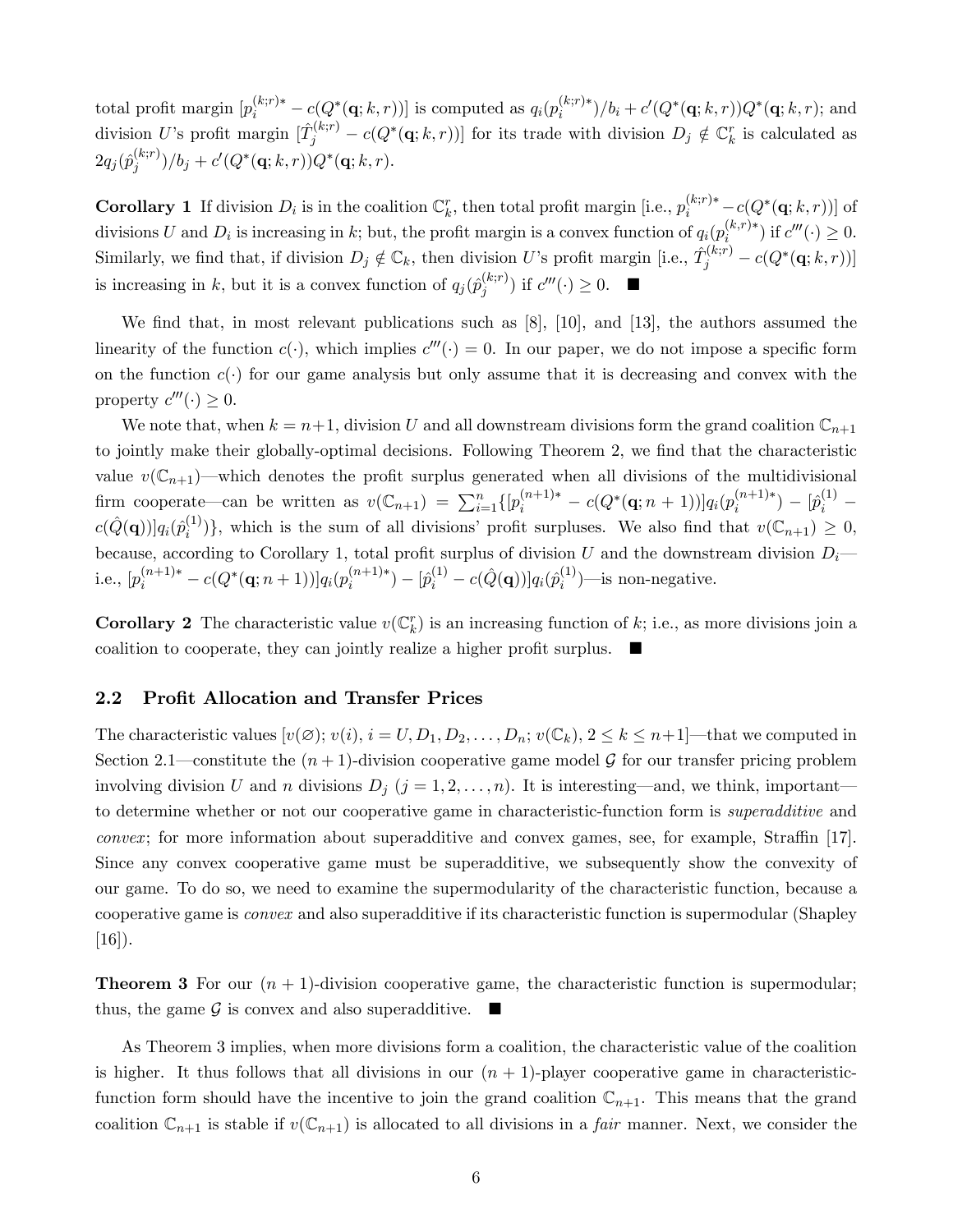total profit margin $[p_i^{(k;r)*} - c(Q^*(\mathbf{q};k,r))]$ is computed as $q_i(p_i^{(k;r)*})/b_i + c'(Q^*(\mathbf{q};k,r))Q^*(\mathbf{q};k,r)$; and division $U$'s profit margin $[\hat{T}_j^{(k;r)} - c(Q^*(\mathbf{q};k,r))]$ for its trade with division $D_j \notin \mathbb{C}_k^r$ is calculated as $2q_j(\hat{p}_j^{(k;r)})/b_j + c'(Q^*(\mathbf{q};k,r))Q^*(\mathbf{q};k,r)$.

**Corollary 1** If division $D_i$ is in the coalition $\mathbb{C}_k^r$, then total profit margin [i.e., $p_i^{(k;r)*} - c(Q^*(\mathbf{q};k,r))$] of divisions $U$ and $D_i$ is increasing in $k$; but, the profit margin is a convex function of $q_i(p_i^{(k,r)*})$ if $c'''(\cdot) \geq 0$. Similarly, we find that, if division $D_j \notin \mathbb{C}_k$, then division $U$'s profit margin [i.e., $\hat{T}_j^{(k;r)} - c(Q^*(\mathbf{q};k,r))$] is increasing in $k$, but it is a convex function of $q_j(\hat{p}_j^{(k;r)})$ if $c'''(\cdot) \geq 0$. ■

We find that, in most relevant publications such as [8], [10], and [13], the authors assumed the linearity of the function $c(\cdot)$, which implies $c'''(\cdot) = 0$. In our paper, we do not impose a specific form on the function $c(\cdot)$ for our game analysis but only assume that it is decreasing and convex with the property $c'''(\cdot) \geq 0$.

We note that, when $k = n+1$, division $U$ and all downstream divisions form the grand coalition $\mathbb{C}_{n+1}$ to jointly make their globally-optimal decisions. Following Theorem 2, we find that the characteristic value $v(\mathbb{C}_{n+1})$—which denotes the profit surplus generated when all divisions of the multidivisional firm cooperate—can be written as $v(\mathbb{C}_{n+1}) = \sum_{i=1}^{n}\{[p_i^{(n+1)*} - c(Q^*(\mathbf{q};n+1))]q_i(p_i^{(n+1)*}) - [\hat{p}_i^{(1)} - c(\hat{Q}(\mathbf{q}))]q_i(\hat{p}_i^{(1)})\}$, which is the sum of all divisions' profit surpluses. We also find that $v(\mathbb{C}_{n+1}) \geq 0$, because, according to Corollary 1, total profit surplus of division $U$ and the downstream division $D_i$—i.e., $[p_i^{(n+1)*} - c(Q^*(\mathbf{q};n+1))]q_i(p_i^{(n+1)*}) - [\hat{p}_i^{(1)} - c(\hat{Q}(\mathbf{q}))]q_i(\hat{p}_i^{(1)})$—is non-negative.

**Corollary 2** The characteristic value $v(\mathbb{C}_k^r)$ is an increasing function of $k$; i.e., as more divisions join a coalition to cooperate, they can jointly realize a higher profit surplus. ■

### 2.2 Profit Allocation and Transfer Prices

The characteristic values $[v(\varnothing); v(i), i = U, D_1, D_2, \ldots, D_n; v(\mathbb{C}_k), 2 \leq k \leq n+1]$—that we computed in Section 2.1—constitute the $(n+1)$-division cooperative game model $\mathcal{G}$ for our transfer pricing problem involving division $U$ and $n$ divisions $D_j$ $(j = 1, 2, \ldots, n)$. It is interesting—and, we think, important—to determine whether or not our cooperative game in characteristic-function form is *superadditive* and *convex*; for more information about superadditive and convex games, see, for example, Straffin [17]. Since any convex cooperative game must be superadditive, we subsequently show the convexity of our game. To do so, we need to examine the supermodularity of the characteristic function, because a cooperative game is *convex* and also superadditive if its characteristic function is supermodular (Shapley [16]).

**Theorem 3** For our $(n+1)$-division cooperative game, the characteristic function is supermodular; thus, the game $\mathcal{G}$ is convex and also superadditive. ■

As Theorem 3 implies, when more divisions form a coalition, the characteristic value of the coalition is higher. It thus follows that all divisions in our $(n+1)$-player cooperative game in characteristic-function form should have the incentive to join the grand coalition $\mathbb{C}_{n+1}$. This means that the grand coalition $\mathbb{C}_{n+1}$ is stable if $v(\mathbb{C}_{n+1})$ is allocated to all divisions in a *fair* manner. Next, we consider the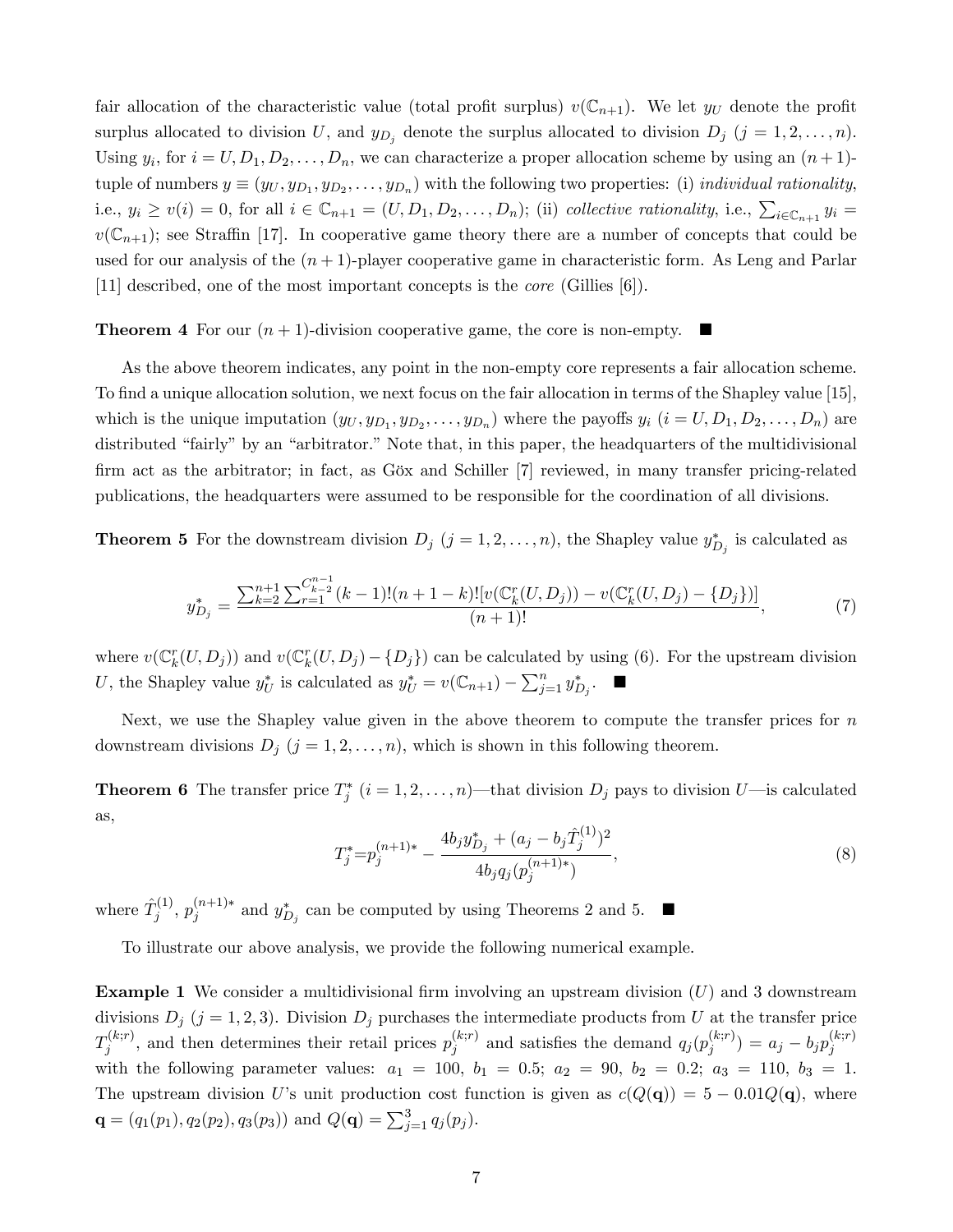fair allocation of the characteristic value (total profit surplus) $v(\mathbb{C}_{n+1})$. We let $y_U$ denote the profit surplus allocated to division $U$, and $y_{D_j}$ denote the surplus allocated to division $D_j$ ($j = 1, 2, \ldots, n$). Using $y_i$, for $i = U, D_1, D_2, \ldots, D_n$, we can characterize a proper allocation scheme by using an $(n+1)$-tuple of numbers $y \equiv (y_U, y_{D_1}, y_{D_2}, \ldots, y_{D_n})$ with the following two properties: (i) *individual rationality*, i.e., $y_i \geq v(i) = 0$, for all $i \in \mathbb{C}_{n+1} = (U, D_1, D_2, \ldots, D_n)$; (ii) *collective rationality*, i.e., $\sum_{i \in \mathbb{C}_{n+1}} y_i = v(\mathbb{C}_{n+1})$; see Straffin [17]. In cooperative game theory there are a number of concepts that could be used for our analysis of the $(n+1)$-player cooperative game in characteristic form. As Leng and Parlar [11] described, one of the most important concepts is the *core* (Gillies [6]).

**Theorem 4** For our $(n+1)$-division cooperative game, the core is non-empty. ■

As the above theorem indicates, any point in the non-empty core represents a fair allocation scheme. To find a unique allocation solution, we next focus on the fair allocation in terms of the Shapley value [15], which is the unique imputation $(y_U, y_{D_1}, y_{D_2}, \ldots, y_{D_n})$ where the payoffs $y_i$ ($i = U, D_1, D_2, \ldots, D_n$) are distributed "fairly" by an "arbitrator." Note that, in this paper, the headquarters of the multidivisional firm act as the arbitrator; in fact, as Göx and Schiller [7] reviewed, in many transfer pricing-related publications, the headquarters were assumed to be responsible for the coordination of all divisions.

**Theorem 5** For the downstream division $D_j$ ($j = 1, 2, \ldots, n$), the Shapley value $y^*_{D_j}$ is calculated as

$$y^*_{D_j} = \frac{\sum_{k=2}^{n+1} \sum_{r=1}^{C_{k-2}^{n-1}} (k-1)!(n+1-k)![v(\mathbb{C}_k^r(U, D_j)) - v(\mathbb{C}_k^r(U, D_j) - \{D_j\})]}{(n+1)!}, \tag{7}$$

where $v(\mathbb{C}_k^r(U, D_j))$ and $v(\mathbb{C}_k^r(U, D_j) - \{D_j\})$ can be calculated by using (6). For the upstream division $U$, the Shapley value $y^*_U$ is calculated as $y^*_U = v(\mathbb{C}_{n+1}) - \sum_{j=1}^{n} y^*_{D_j}$. ■

Next, we use the Shapley value given in the above theorem to compute the transfer prices for $n$ downstream divisions $D_j$ ($j = 1, 2, \ldots, n$), which is shown in this following theorem.

**Theorem 6** The transfer price $T^*_j$ ($i = 1, 2, \ldots, n$)—that division $D_j$ pays to division $U$—is calculated as,

$$T^*_j = p_j^{(n+1)*} - \frac{4b_j y^*_{D_j} + (a_j - b_j \hat{T}_j^{(1)})^2}{4b_j q_j(p_j^{(n+1)*})}, \tag{8}$$

where $\hat{T}_j^{(1)}$, $p_j^{(n+1)*}$ and $y^*_{D_j}$ can be computed by using Theorems 2 and 5. ■

To illustrate our above analysis, we provide the following numerical example.

**Example 1** We consider a multidivisional firm involving an upstream division ($U$) and 3 downstream divisions $D_j$ ($j = 1, 2, 3$). Division $D_j$ purchases the intermediate products from $U$ at the transfer price $T_j^{(k;r)}$, and then determines their retail prices $p_j^{(k;r)}$ and satisfies the demand $q_j(p_j^{(k;r)}) = a_j - b_j p_j^{(k;r)}$ with the following parameter values: $a_1 = 100$, $b_1 = 0.5$; $a_2 = 90$, $b_2 = 0.2$; $a_3 = 110$, $b_3 = 1$. The upstream division $U$'s unit production cost function is given as $c(Q(\mathbf{q})) = 5 - 0.01Q(\mathbf{q})$, where $\mathbf{q} = (q_1(p_1), q_2(p_2), q_3(p_3))$ and $Q(\mathbf{q}) = \sum_{j=1}^{3} q_j(p_j)$.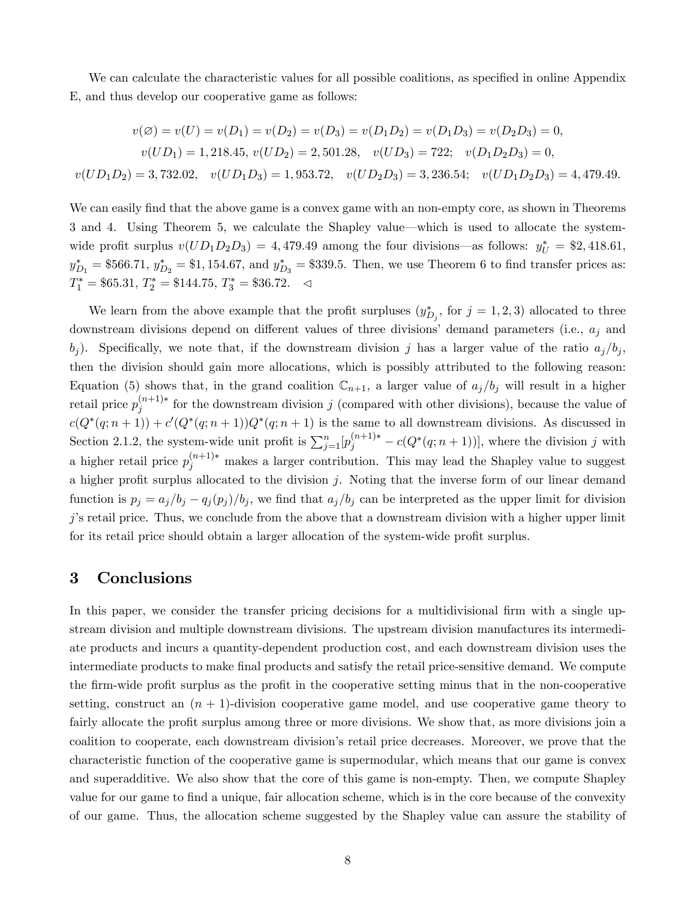We can calculate the characteristic values for all possible coalitions, as specified in online Appendix E, and thus develop our cooperative game as follows:

$$v(\varnothing) = v(U) = v(D_1) = v(D_2) = v(D_3) = v(D_1D_2) = v(D_1D_3) = v(D_2D_3) = 0,$$
$$v(UD_1) = 1,218.45,\ v(UD_2) = 2,501.28, \quad v(UD_3) = 722; \quad v(D_1D_2D_3) = 0,$$
$$v(UD_1D_2) = 3,732.02, \quad v(UD_1D_3) = 1,953.72, \quad v(UD_2D_3) = 3,236.54; \quad v(UD_1D_2D_3) = 4,479.49.$$

We can easily find that the above game is a convex game with an non-empty core, as shown in Theorems 3 and 4. Using Theorem 5, we calculate the Shapley value—which is used to allocate the system-wide profit surplus $v(UD_1D_2D_3) = 4,479.49$ among the four divisions—as follows: $y_U^* = \$2,418.61$, $y_{D_1}^* = \$566.71$, $y_{D_2}^* = \$1,154.67$, and $y_{D_3}^* = \$339.5$. Then, we use Theorem 6 to find transfer prices as: $T_1^* = \$65.31$, $T_2^* = \$144.75$, $T_3^* = \$36.72$. $\lhd$

We learn from the above example that the profit surpluses ($y_{D_j}^*$, for $j = 1, 2, 3$) allocated to three downstream divisions depend on different values of three divisions' demand parameters (i.e., $a_j$ and $b_j$). Specifically, we note that, if the downstream division $j$ has a larger value of the ratio $a_j/b_j$, then the division should gain more allocations, which is possibly attributed to the following reason: Equation (5) shows that, in the grand coalition $\mathbb{C}_{n+1}$, a larger value of $a_j/b_j$ will result in a higher retail price $p_j^{(n+1)*}$ for the downstream division $j$ (compared with other divisions), because the value of $c(Q^*(q; n+1)) + c'(Q^*(q; n+1))Q^*(q; n+1)$ is the same to all downstream divisions. As discussed in Section 2.1.2, the system-wide unit profit is $\sum_{j=1}^{n}[p_j^{(n+1)*} - c(Q^*(q; n+1))]$, where the division $j$ with a higher retail price $p_j^{(n+1)*}$ makes a larger contribution. This may lead the Shapley value to suggest a higher profit surplus allocated to the division $j$. Noting that the inverse form of our linear demand function is $p_j = a_j/b_j - q_j(p_j)/b_j$, we find that $a_j/b_j$ can be interpreted as the upper limit for division $j$'s retail price. Thus, we conclude from the above that a downstream division with a higher upper limit for its retail price should obtain a larger allocation of the system-wide profit surplus.

# 3 Conclusions

In this paper, we consider the transfer pricing decisions for a multidivisional firm with a single upstream division and multiple downstream divisions. The upstream division manufactures its intermediate products and incurs a quantity-dependent production cost, and each downstream division uses the intermediate products to make final products and satisfy the retail price-sensitive demand. We compute the firm-wide profit surplus as the profit in the cooperative setting minus that in the non-cooperative setting, construct an $(n + 1)$-division cooperative game model, and use cooperative game theory to fairly allocate the profit surplus among three or more divisions. We show that, as more divisions join a coalition to cooperate, each downstream division's retail price decreases. Moreover, we prove that the characteristic function of the cooperative game is supermodular, which means that our game is convex and superadditive. We also show that the core of this game is non-empty. Then, we compute Shapley value for our game to find a unique, fair allocation scheme, which is in the core because of the convexity of our game. Thus, the allocation scheme suggested by the Shapley value can assure the stability of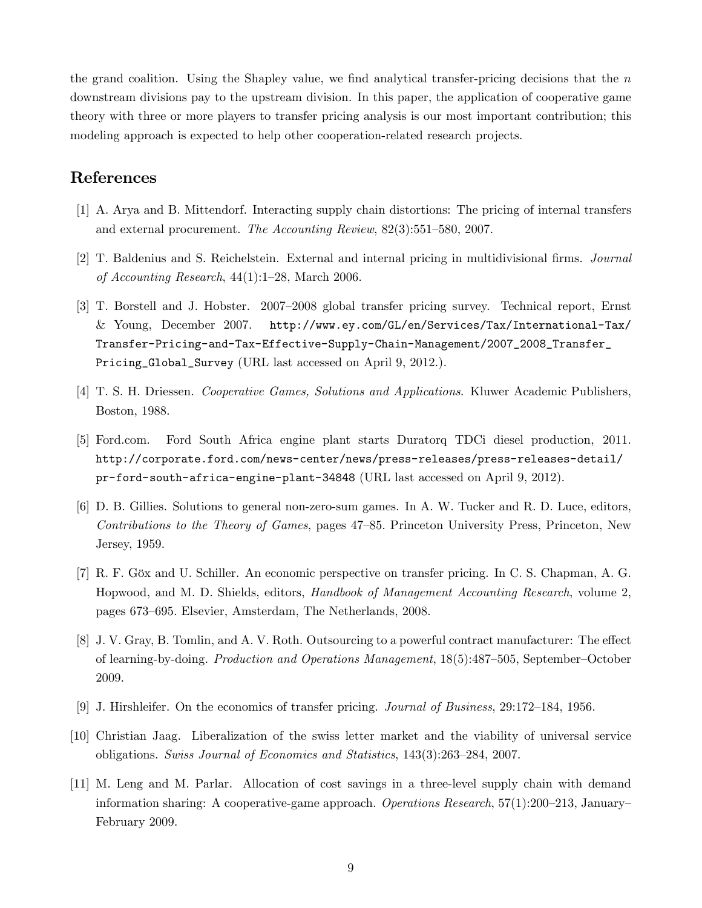the grand coalition. Using the Shapley value, we find analytical transfer-pricing decisions that the $n$ downstream divisions pay to the upstream division. In this paper, the application of cooperative game theory with three or more players to transfer pricing analysis is our most important contribution; this modeling approach is expected to help other cooperation-related research projects.

## References

[1] A. Arya and B. Mittendorf. Interacting supply chain distortions: The pricing of internal transfers and external procurement. *The Accounting Review*, 82(3):551–580, 2007.

[2] T. Baldenius and S. Reichelstein. External and internal pricing in multidivisional firms. *Journal of Accounting Research*, 44(1):1–28, March 2006.

[3] T. Borstell and J. Hobster. 2007–2008 global transfer pricing survey. Technical report, Ernst & Young, December 2007. `http://www.ey.com/GL/en/Services/Tax/International-Tax/Transfer-Pricing-and-Tax-Effective-Supply-Chain-Management/2007_2008_Transfer_Pricing_Global_Survey` (URL last accessed on April 9, 2012.).

[4] T. S. H. Driessen. *Cooperative Games, Solutions and Applications*. Kluwer Academic Publishers, Boston, 1988.

[5] Ford.com. Ford South Africa engine plant starts Duratorq TDCi diesel production, 2011. `http://corporate.ford.com/news-center/news/press-releases/press-releases-detail/pr-ford-south-africa-engine-plant-34848` (URL last accessed on April 9, 2012).

[6] D. B. Gillies. Solutions to general non-zero-sum games. In A. W. Tucker and R. D. Luce, editors, *Contributions to the Theory of Games*, pages 47–85. Princeton University Press, Princeton, New Jersey, 1959.

[7] R. F. Göx and U. Schiller. An economic perspective on transfer pricing. In C. S. Chapman, A. G. Hopwood, and M. D. Shields, editors, *Handbook of Management Accounting Research*, volume 2, pages 673–695. Elsevier, Amsterdam, The Netherlands, 2008.

[8] J. V. Gray, B. Tomlin, and A. V. Roth. Outsourcing to a powerful contract manufacturer: The effect of learning-by-doing. *Production and Operations Management*, 18(5):487–505, September–October 2009.

[9] J. Hirshleifer. On the economics of transfer pricing. *Journal of Business*, 29:172–184, 1956.

[10] Christian Jaag. Liberalization of the swiss letter market and the viability of universal service obligations. *Swiss Journal of Economics and Statistics*, 143(3):263–284, 2007.

[11] M. Leng and M. Parlar. Allocation of cost savings in a three-level supply chain with demand information sharing: A cooperative-game approach. *Operations Research*, 57(1):200–213, January–February 2009.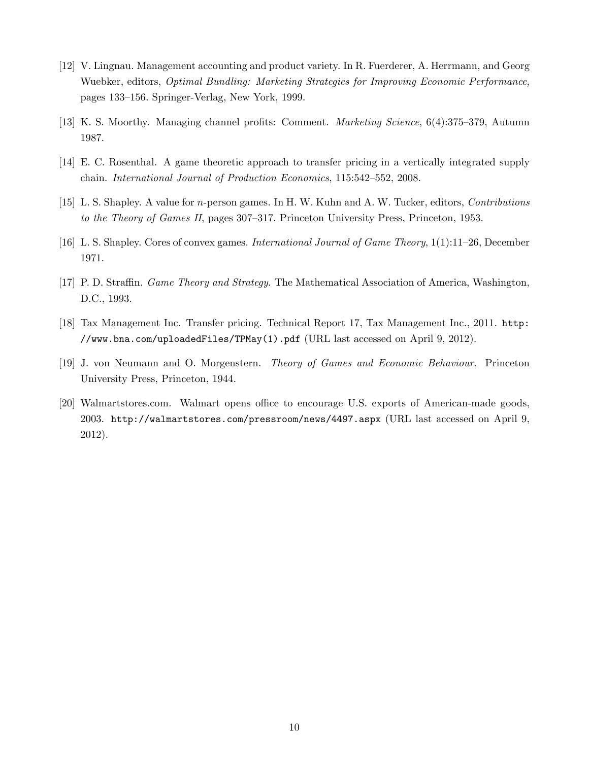[12] V. Lingnau. Management accounting and product variety. In R. Fuerderer, A. Herrmann, and Georg Wuebker, editors, *Optimal Bundling: Marketing Strategies for Improving Economic Performance*, pages 133–156. Springer-Verlag, New York, 1999.

[13] K. S. Moorthy. Managing channel profits: Comment. *Marketing Science*, 6(4):375–379, Autumn 1987.

[14] E. C. Rosenthal. A game theoretic approach to transfer pricing in a vertically integrated supply chain. *International Journal of Production Economics*, 115:542–552, 2008.

[15] L. S. Shapley. A value for $n$-person games. In H. W. Kuhn and A. W. Tucker, editors, *Contributions to the Theory of Games II*, pages 307–317. Princeton University Press, Princeton, 1953.

[16] L. S. Shapley. Cores of convex games. *International Journal of Game Theory*, 1(1):11–26, December 1971.

[17] P. D. Straffin. *Game Theory and Strategy*. The Mathematical Association of America, Washington, D.C., 1993.

[18] Tax Management Inc. Transfer pricing. Technical Report 17, Tax Management Inc., 2011. `http://www.bna.com/uploadedFiles/TPMay(1).pdf` (URL last accessed on April 9, 2012).

[19] J. von Neumann and O. Morgenstern. *Theory of Games and Economic Behaviour*. Princeton University Press, Princeton, 1944.

[20] Walmartstores.com. Walmart opens office to encourage U.S. exports of American-made goods, 2003. `http://walmartstores.com/pressroom/news/4497.aspx` (URL last accessed on April 9, 2012).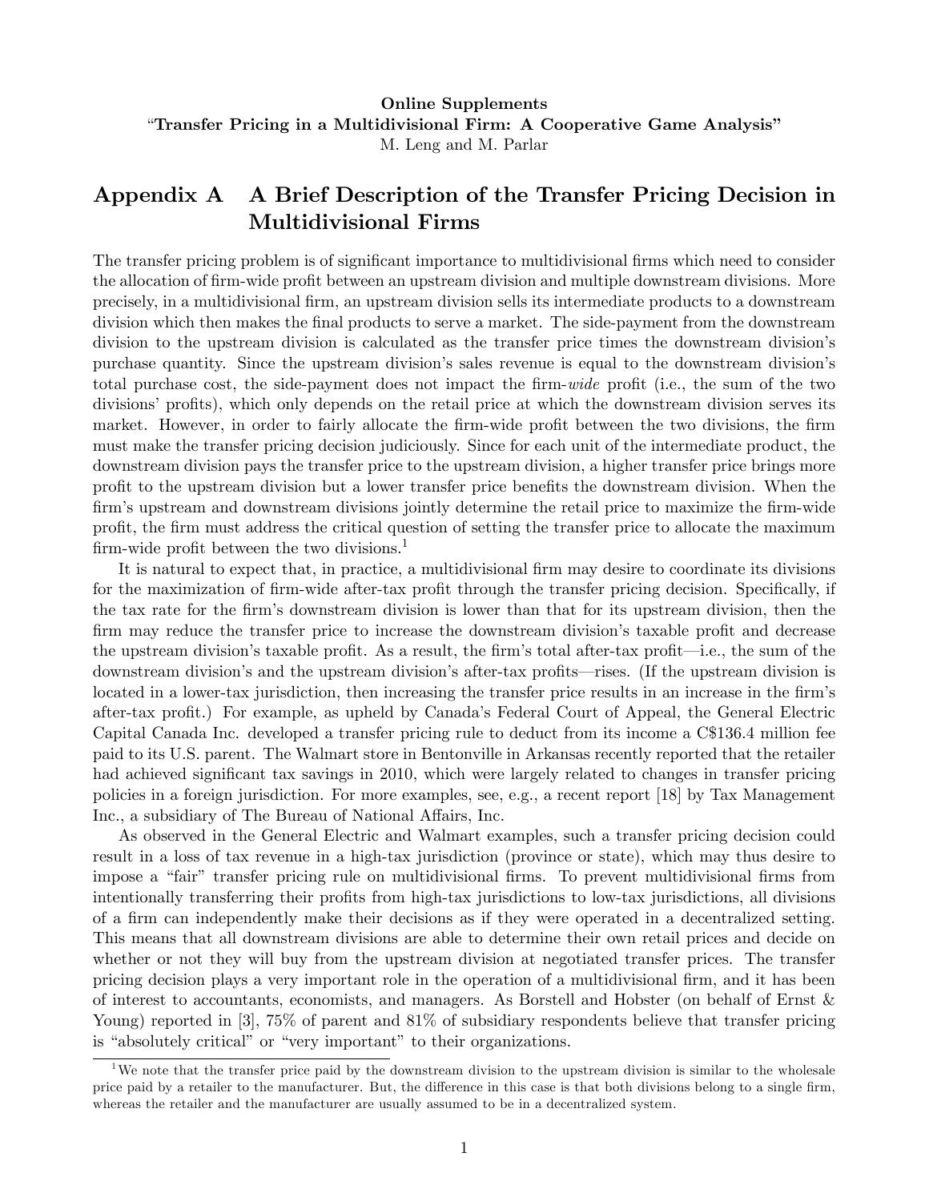**Online Supplements**
**"Transfer Pricing in a Multidivisional Firm: A Cooperative Game Analysis"**
M. Leng and M. Parlar

# Appendix A   A Brief Description of the Transfer Pricing Decision in Multidivisional Firms

The transfer pricing problem is of significant importance to multidivisional firms which need to consider the allocation of firm-wide profit between an upstream division and multiple downstream divisions. More precisely, in a multidivisional firm, an upstream division sells its intermediate products to a downstream division which then makes the final products to serve a market. The side-payment from the downstream division to the upstream division is calculated as the transfer price times the downstream division's purchase quantity. Since the upstream division's sales revenue is equal to the downstream division's total purchase cost, the side-payment does not impact the firm-*wide* profit (i.e., the sum of the two divisions' profits), which only depends on the retail price at which the downstream division serves its market. However, in order to fairly allocate the firm-wide profit between the two divisions, the firm must make the transfer pricing decision judiciously. Since for each unit of the intermediate product, the downstream division pays the transfer price to the upstream division, a higher transfer price brings more profit to the upstream division but a lower transfer price benefits the downstream division. When the firm's upstream and downstream divisions jointly determine the retail price to maximize the firm-wide profit, the firm must address the critical question of setting the transfer price to allocate the maximum firm-wide profit between the two divisions.[1]

It is natural to expect that, in practice, a multidivisional firm may desire to coordinate its divisions for the maximization of firm-wide after-tax profit through the transfer pricing decision. Specifically, if the tax rate for the firm's downstream division is lower than that for its upstream division, then the firm may reduce the transfer price to increase the downstream division's taxable profit and decrease the upstream division's taxable profit. As a result, the firm's total after-tax profit—i.e., the sum of the downstream division's and the upstream division's after-tax profits—rises. (If the upstream division is located in a lower-tax jurisdiction, then increasing the transfer price results in an increase in the firm's after-tax profit.) For example, as upheld by Canada's Federal Court of Appeal, the General Electric Capital Canada Inc. developed a transfer pricing rule to deduct from its income a C$136.4 million fee paid to its U.S. parent. The Walmart store in Bentonville in Arkansas recently reported that the retailer had achieved significant tax savings in 2010, which were largely related to changes in transfer pricing policies in a foreign jurisdiction. For more examples, see, e.g., a recent report [18] by Tax Management Inc., a subsidiary of The Bureau of National Affairs, Inc.

As observed in the General Electric and Walmart examples, such a transfer pricing decision could result in a loss of tax revenue in a high-tax jurisdiction (province or state), which may thus desire to impose a "fair" transfer pricing rule on multidivisional firms. To prevent multidivisional firms from intentionally transferring their profits from high-tax jurisdictions to low-tax jurisdictions, all divisions of a firm can independently make their decisions as if they were operated in a decentralized setting. This means that all downstream divisions are able to determine their own retail prices and decide on whether or not they will buy from the upstream division at negotiated transfer prices. The transfer pricing decision plays a very important role in the operation of a multidivisional firm, and it has been of interest to accountants, economists, and managers. As Borstell and Hobster (on behalf of Ernst & Young) reported in [3], 75% of parent and 81% of subsidiary respondents believe that transfer pricing is "absolutely critical" or "very important" to their organizations.

[1] We note that the transfer price paid by the downstream division to the upstream division is similar to the wholesale price paid by a retailer to the manufacturer. But, the difference in this case is that both divisions belong to a single firm, whereas the retailer and the manufacturer are usually assumed to be in a decentralized system.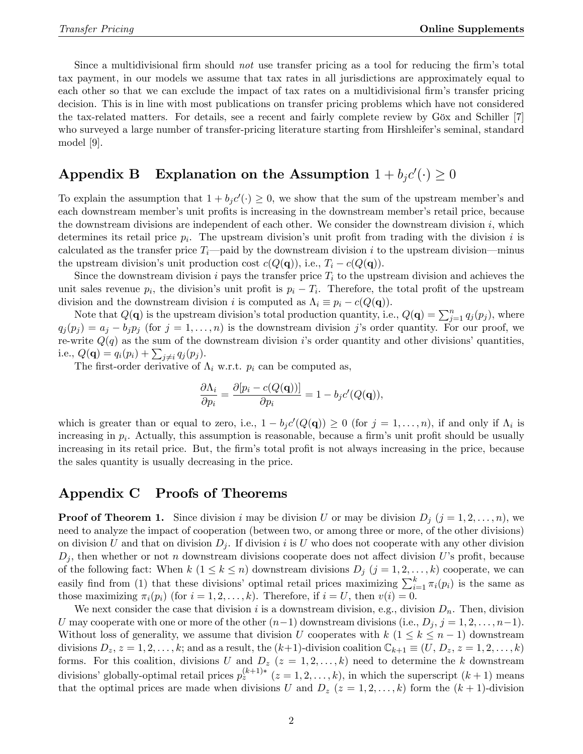Since a multidivisional firm should *not* use transfer pricing as a tool for reducing the firm's total tax payment, in our models we assume that tax rates in all jurisdictions are approximately equal to each other so that we can exclude the impact of tax rates on a multidivisional firm's transfer pricing decision. This is in line with most publications on transfer pricing problems which have not considered the tax-related matters. For details, see a recent and fairly complete review by Göx and Schiller [7] who surveyed a large number of transfer-pricing literature starting from Hirshleifer's seminal, standard model [9].

## Appendix B Explanation on the Assumption $1 + b_j c'(\cdot) \geq 0$

To explain the assumption that $1 + b_j c'(\cdot) \geq 0$, we show that the sum of the upstream member's and each downstream member's unit profits is increasing in the downstream member's retail price, because the downstream divisions are independent of each other. We consider the downstream division $i$, which determines its retail price $p_i$. The upstream division's unit profit from trading with the division $i$ is calculated as the transfer price $T_i$—paid by the downstream division $i$ to the upstream division—minus the upstream division's unit production cost $c(Q(\mathbf{q}))$, i.e., $T_i - c(Q(\mathbf{q}))$.

Since the downstream division $i$ pays the transfer price $T_i$ to the upstream division and achieves the unit sales revenue $p_i$, the division's unit profit is $p_i - T_i$. Therefore, the total profit of the upstream division and the downstream division $i$ is computed as $\Lambda_i \equiv p_i - c(Q(\mathbf{q}))$.

Note that $Q(\mathbf{q})$ is the upstream division's total production quantity, i.e., $Q(\mathbf{q}) = \sum_{j=1}^{n} q_j(p_j)$, where $q_j(p_j) = a_j - b_j p_j$ (for $j = 1, \ldots, n$) is the downstream division $j$'s order quantity. For our proof, we re-write $Q(q)$ as the sum of the downstream division $i$'s order quantity and other divisions' quantities, i.e., $Q(\mathbf{q}) = q_i(p_i) + \sum_{j \neq i} q_j(p_j)$.

The first-order derivative of $\Lambda_i$ w.r.t. $p_i$ can be computed as,

$$\frac{\partial \Lambda_i}{\partial p_i} = \frac{\partial [p_i - c(Q(\mathbf{q}))]}{\partial p_i} = 1 - b_j c'(Q(\mathbf{q})),$$

which is greater than or equal to zero, i.e., $1 - b_j c'(Q(\mathbf{q})) \geq 0$ (for $j = 1, \ldots, n$), if and only if $\Lambda_i$ is increasing in $p_i$. Actually, this assumption is reasonable, because a firm's unit profit should be usually increasing in its retail price. But, the firm's total profit is not always increasing in the price, because the sales quantity is usually decreasing in the price.

## Appendix C Proofs of Theorems

**Proof of Theorem 1.** Since division $i$ may be division $U$ or may be division $D_j$ ($j = 1, 2, \ldots, n$), we need to analyze the impact of cooperation (between two, or among three or more, of the other divisions) on division $U$ and that on division $D_j$. If division $i$ is $U$ who does not cooperate with any other division $D_j$, then whether or not $n$ downstream divisions cooperate does not affect division $U$'s profit, because of the following fact: When $k$ ($1 \leq k \leq n$) downstream divisions $D_j$ ($j = 1, 2, \ldots, k$) cooperate, we can easily find from (1) that these divisions' optimal retail prices maximizing $\sum_{i=1}^{k} \pi_i(p_i)$ is the same as those maximizing $\pi_i(p_i)$ (for $i = 1, 2, \ldots, k$). Therefore, if $i = U$, then $v(i) = 0$.

We next consider the case that division $i$ is a downstream division, e.g., division $D_n$. Then, division $U$ may cooperate with one or more of the other $(n-1)$ downstream divisions (i.e., $D_j$, $j = 1, 2, \ldots, n-1$). Without loss of generality, we assume that division $U$ cooperates with $k$ ($1 \leq k \leq n-1$) downstream divisions $D_z$, $z = 1, 2, \ldots, k$; and as a result, the $(k+1)$-division coalition $\mathbb{C}_{k+1} \equiv (U, D_z, z = 1, 2, \ldots, k)$ forms. For this coalition, divisions $U$ and $D_z$ ($z = 1, 2, \ldots, k$) need to determine the $k$ downstream divisions' globally-optimal retail prices $p_z^{(k+1)*}$ ($z = 1, 2, \ldots, k$), in which the superscript $(k+1)$ means that the optimal prices are made when divisions $U$ and $D_z$ ($z = 1, 2, \ldots, k$) form the $(k+1)$-division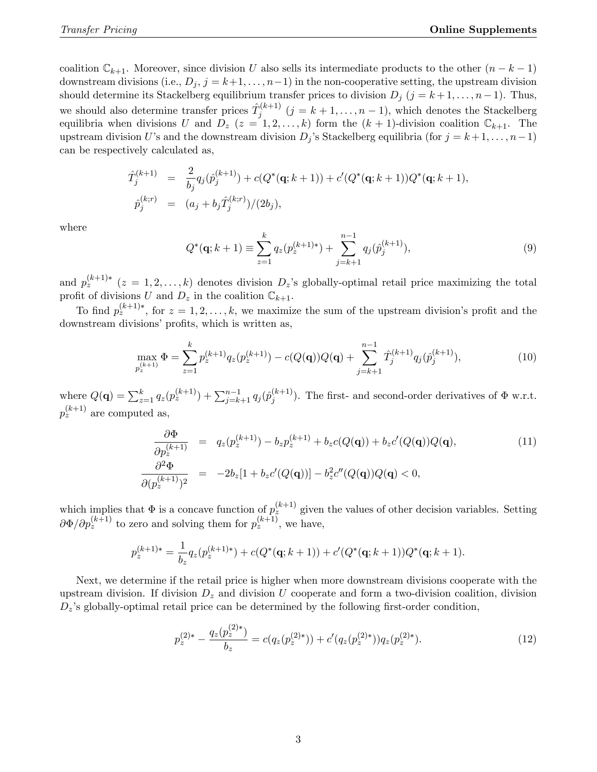coalition $\mathbb{C}_{k+1}$. Moreover, since division $U$ also sells its intermediate products to the other $(n-k-1)$ downstream divisions (i.e., $D_j$, $j = k+1, \ldots, n-1$) in the non-cooperative setting, the upstream division should determine its Stackelberg equilibrium transfer prices to division $D_j$ ($j = k+1, \ldots, n-1$). Thus, we should also determine transfer prices $\hat{T}_j^{(k+1)}$ ($j = k+1, \ldots, n-1$), which denotes the Stackelberg equilibria when divisions $U$ and $D_z$ ($z = 1, 2, \ldots, k$) form the $(k+1)$-division coalition $\mathbb{C}_{k+1}$. The upstream division $U$'s and the downstream division $D_j$'s Stackelberg equilibria (for $j = k+1, \ldots, n-1$) can be respectively calculated as,

$$
\begin{aligned}
\hat{T}_j^{(k+1)} &= \frac{2}{b_j} q_j(\hat{p}_j^{(k+1)}) + c(Q^*(\mathbf{q}; k+1)) + c'(Q^*(\mathbf{q}; k+1)) Q^*(\mathbf{q}; k+1), \\
\hat{p}_j^{(k;r)} &= (a_j + b_j \hat{T}_j^{(k;r)})/(2b_j),
\end{aligned}
$$

where

$$
Q^*(\mathbf{q}; k+1) \equiv \sum_{z=1}^{k} q_z(p_z^{(k+1)*}) + \sum_{j=k+1}^{n-1} q_j(\hat{p}_j^{(k+1)}), \tag{9}
$$

and $p_z^{(k+1)*}$ ($z = 1, 2, \ldots, k$) denotes division $D_z$'s globally-optimal retail price maximizing the total profit of divisions $U$ and $D_z$ in the coalition $\mathbb{C}_{k+1}$.

To find $p_z^{(k+1)*}$, for $z = 1, 2, \ldots, k$, we maximize the sum of the upstream division's profit and the downstream divisions' profits, which is written as,

$$
\max_{p_z^{(k+1)}} \Phi = \sum_{z=1}^{k} p_z^{(k+1)} q_z(p_z^{(k+1)}) - c(Q(\mathbf{q}))Q(\mathbf{q}) + \sum_{j=k+1}^{n-1} \hat{T}_j^{(k+1)} q_j(\hat{p}_j^{(k+1)}), \tag{10}
$$

where $Q(\mathbf{q}) = \sum_{z=1}^{k} q_z(p_z^{(k+1)}) + \sum_{j=k+1}^{n-1} q_j(\hat{p}_j^{(k+1)})$. The first- and second-order derivatives of $\Phi$ w.r.t. $p_z^{(k+1)}$ are computed as,

$$
\begin{aligned}
\frac{\partial \Phi}{\partial p_z^{(k+1)}} &= q_z(p_z^{(k+1)}) - b_z p_z^{(k+1)} + b_z c(Q(\mathbf{q})) + b_z c'(Q(\mathbf{q}))Q(\mathbf{q}), \qquad (11) \\
\frac{\partial^2 \Phi}{\partial (p_z^{(k+1)})^2} &= -2b_z[1 + b_z c'(Q(\mathbf{q}))] - b_z^2 c''(Q(\mathbf{q}))Q(\mathbf{q}) < 0,
\end{aligned}
$$

which implies that $\Phi$ is a concave function of $p_z^{(k+1)}$ given the values of other decision variables. Setting $\partial \Phi / \partial p_z^{(k+1)}$ to zero and solving them for $p_z^{(k+1)}$, we have,

$$
p_z^{(k+1)*} = \frac{1}{b_z} q_z(p_z^{(k+1)*}) + c(Q^*(\mathbf{q}; k+1)) + c'(Q^*(\mathbf{q}; k+1)) Q^*(\mathbf{q}; k+1).
$$

Next, we determine if the retail price is higher when more downstream divisions cooperate with the upstream division. If division $D_z$ and division $U$ cooperate and form a two-division coalition, division $D_z$'s globally-optimal retail price can be determined by the following first-order condition,

$$
p_z^{(2)*} - \frac{q_z(p_z^{(2)*})}{b_z} = c(q_z(p_z^{(2)*})) + c'(q_z(p_z^{(2)*}))q_z(p_z^{(2)*}). \tag{12}
$$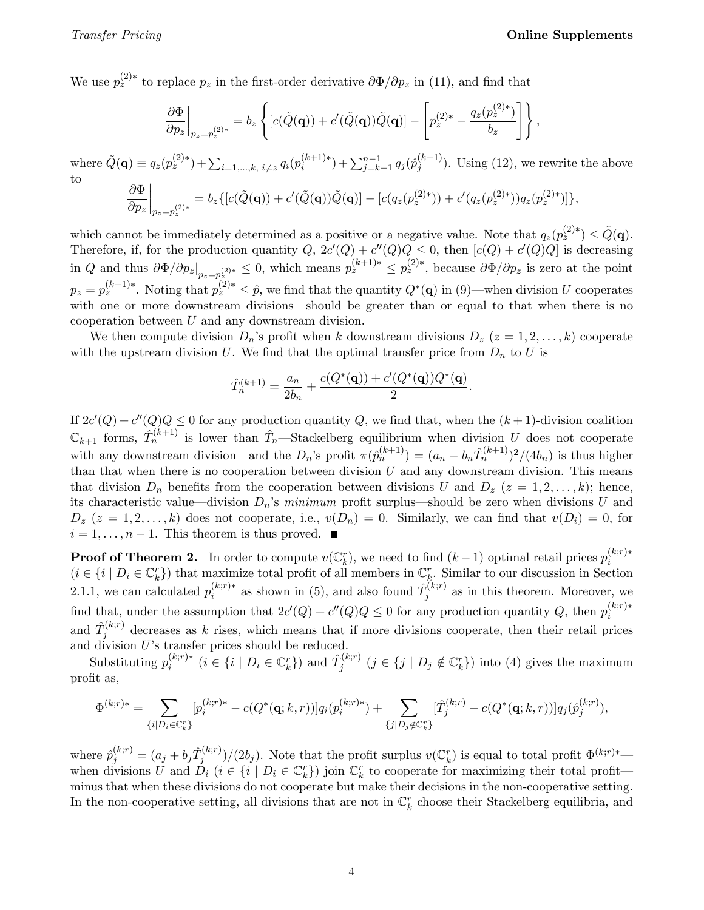We use $p_z^{(2)*}$ to replace $p_z$ in the first-order derivative $\partial\Phi/\partial p_z$ in (11), and find that

$$\left.\frac{\partial \Phi}{\partial p_z}\right|_{p_z=p_z^{(2)*}} = b_z\left\{[c(\tilde{Q}(\mathbf{q}))+c'(\tilde{Q}(\mathbf{q}))\tilde{Q}(\mathbf{q})] - \left[p_z^{(2)*} - \frac{q_z(p_z^{(2)*})}{b_z}\right]\right\},$$

where $\tilde{Q}(\mathbf{q}) \equiv q_z(p_z^{(2)*}) + \sum_{i=1,\ldots,k,\ i\neq z} q_i(p_i^{(k+1)*}) + \sum_{j=k+1}^{n-1} q_j(\hat{p}_j^{(k+1)})$. Using (12), we rewrite the above to

$$\left.\frac{\partial \Phi}{\partial p_z}\right|_{p_z=p_z^{(2)*}} = b_z\{[c(\tilde{Q}(\mathbf{q}))+c'(\tilde{Q}(\mathbf{q}))\tilde{Q}(\mathbf{q})] - [c(q_z(p_z^{(2)*})) + c'(q_z(p_z^{(2)*}))q_z(p_z^{(2)*})]\},$$

which cannot be immediately determined as a positive or a negative value. Note that $q_z(p_z^{(2)*}) \le \tilde{Q}(\mathbf{q})$. Therefore, if, for the production quantity $Q$, $2c'(Q)+c''(Q)Q \le 0$, then $[c(Q)+c'(Q)Q]$ is decreasing in $Q$ and thus $\partial\Phi/\partial p_z|_{p_z=p_z^{(2)*}} \le 0$, which means $p_z^{(k+1)*} \le p_z^{(2)*}$, because $\partial\Phi/\partial p_z$ is zero at the point $p_z = p_z^{(k+1)*}$. Noting that $p_z^{(2)*} \le \hat{p}$, we find that the quantity $Q^*(\mathbf{q})$ in (9)—when division $U$ cooperates with one or more downstream divisions—should be greater than or equal to that when there is no cooperation between $U$ and any downstream division.

We then compute division $D_n$'s profit when $k$ downstream divisions $D_z$ $(z = 1, 2, \ldots, k)$ cooperate with the upstream division $U$. We find that the optimal transfer price from $D_n$ to $U$ is

$$\hat{T}_n^{(k+1)} = \frac{a_n}{2b_n} + \frac{c(Q^*(\mathbf{q})) + c'(Q^*(\mathbf{q}))Q^*(\mathbf{q})}{2}.$$

If $2c'(Q)+c''(Q)Q \le 0$ for any production quantity $Q$, we find that, when the $(k+1)$-division coalition $\mathbb{C}_{k+1}$ forms, $\hat{T}_n^{(k+1)}$ is lower than $\hat{T}_n$—Stackelberg equilibrium when division $U$ does not cooperate with any downstream division—and the $D_n$'s profit $\pi(\hat{p}_n^{(k+1)}) = (a_n - b_n\hat{T}_n^{(k+1)})^2/(4b_n)$ is thus higher than that when there is no cooperation between division $U$ and any downstream division. This means that division $D_n$ benefits from the cooperation between divisions $U$ and $D_z$ $(z = 1, 2, \ldots, k)$; hence, its characteristic value—division $D_n$'s *minimum* profit surplus—should be zero when divisions $U$ and $D_z$ $(z = 1, 2, \ldots, k)$ does not cooperate, i.e., $v(D_n) = 0$. Similarly, we can find that $v(D_i) = 0$, for $i = 1, \ldots, n-1$. This theorem is thus proved. ■

**Proof of Theorem 2.** In order to compute $v(\mathbb{C}_k^r)$, we need to find $(k-1)$ optimal retail prices $p_i^{(k;r)*}$ $(i \in \{i \mid D_i \in \mathbb{C}_k^r\})$ that maximize total profit of all members in $\mathbb{C}_k^r$. Similar to our discussion in Section 2.1.1, we can calculated $p_i^{(k;r)*}$ as shown in (5), and also found $\hat{T}_j^{(k;r)}$ as in this theorem. Moreover, we find that, under the assumption that $2c'(Q)+c''(Q)Q \le 0$ for any production quantity $Q$, then $p_i^{(k;r)*}$ and $\hat{T}_j^{(k;r)}$ decreases as $k$ rises, which means that if more divisions cooperate, then their retail prices and division $U$'s transfer prices should be reduced.

Substituting $p_i^{(k;r)*}$ $(i \in \{i \mid D_i \in \mathbb{C}_k^r\})$ and $\hat{T}_j^{(k;r)}$ $(j \in \{j \mid D_j \notin \mathbb{C}_k^r\})$ into (4) gives the maximum profit as,

$$\Phi^{(k;r)*} = \sum_{\{i \mid D_i \in \mathbb{C}_k^r\}} [p_i^{(k;r)*} - c(Q^*(\mathbf{q}; k, r))]q_i(p_i^{(k;r)*}) + \sum_{\{j \mid D_j \notin \mathbb{C}_k^r\}} [\hat{T}_j^{(k;r)} - c(Q^*(\mathbf{q}; k, r))]q_j(\hat{p}_j^{(k;r)}),$$

where $\hat{p}_j^{(k;r)} = (a_j + b_j\hat{T}_j^{(k;r)})/(2b_j)$. Note that the profit surplus $v(\mathbb{C}_k^r)$ is equal to total profit $\Phi^{(k;r)*}$—when divisions $U$ and $D_i$ $(i \in \{i \mid D_i \in \mathbb{C}_k^r\})$ join $\mathbb{C}_k^r$ to cooperate for maximizing their total profit—minus that when these divisions do not cooperate but make their decisions in the non-cooperative setting. In the non-cooperative setting, all divisions that are not in $\mathbb{C}_k^r$ choose their Stackelberg equilibria, and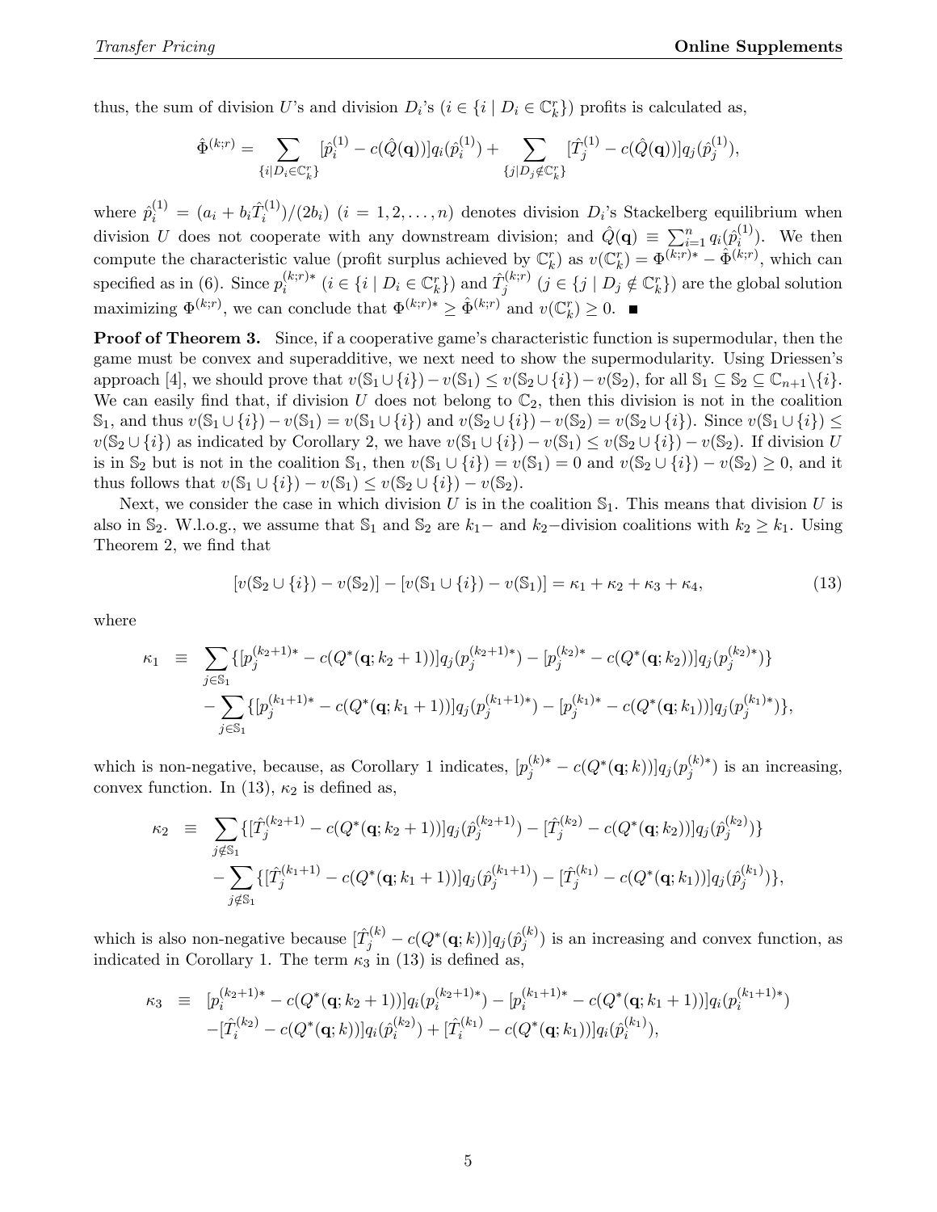thus, the sum of division $U$'s and division $D_i$'s ($i \in \{i \mid D_i \in \mathbb{C}_k^r\}$) profits is calculated as,

$$\hat{\Phi}^{(k;r)} = \sum_{\{i|D_i \in \mathbb{C}_k^r\}} [\hat{p}_i^{(1)} - c(\hat{Q}(\mathbf{q}))]q_i(\hat{p}_i^{(1)}) + \sum_{\{j|D_j \notin \mathbb{C}_k^r\}} [\hat{T}_j^{(1)} - c(\hat{Q}(\mathbf{q}))]q_j(\hat{p}_j^{(1)}),$$

where $\hat{p}_i^{(1)} = (a_i + b_i\hat{T}_i^{(1)})/(2b_i)$ ($i = 1, 2, \ldots, n$) denotes division $D_i$'s Stackelberg equilibrium when division $U$ does not cooperate with any downstream division; and $\hat{Q}(\mathbf{q}) \equiv \sum_{i=1}^n q_i(\hat{p}_i^{(1)})$. We then compute the characteristic value (profit surplus achieved by $\mathbb{C}_k^r$) as $v(\mathbb{C}_k^r) = \Phi^{(k;r)*} - \hat{\Phi}^{(k;r)}$, which can specified as in (6). Since $p_i^{(k;r)*}$ ($i \in \{i \mid D_i \in \mathbb{C}_k^r\}$) and $\hat{T}_j^{(k;r)}$ ($j \in \{j \mid D_j \notin \mathbb{C}_k^r\}$) are the global solution maximizing $\Phi^{(k;r)}$, we can conclude that $\Phi^{(k;r)*} \geq \hat{\Phi}^{(k;r)}$ and $v(\mathbb{C}_k^r) \geq 0$. ■

**Proof of Theorem 3.** Since, if a cooperative game's characteristic function is supermodular, then the game must be convex and superadditive, we next need to show the supermodularity. Using Driessen's approach [4], we should prove that $v(\mathbb{S}_1 \cup \{i\}) - v(\mathbb{S}_1) \leq v(\mathbb{S}_2 \cup \{i\}) - v(\mathbb{S}_2)$, for all $\mathbb{S}_1 \subseteq \mathbb{S}_2 \subseteq \mathbb{C}_{n+1} \backslash \{i\}$. We can easily find that, if division $U$ does not belong to $\mathbb{C}_2$, then this division is not in the coalition $\mathbb{S}_1$, and thus $v(\mathbb{S}_1 \cup \{i\}) - v(\mathbb{S}_1) = v(\mathbb{S}_1 \cup \{i\})$ and $v(\mathbb{S}_2 \cup \{i\}) - v(\mathbb{S}_2) = v(\mathbb{S}_2 \cup \{i\})$. Since $v(\mathbb{S}_1 \cup \{i\}) \leq v(\mathbb{S}_2 \cup \{i\})$ as indicated by Corollary 2, we have $v(\mathbb{S}_1 \cup \{i\}) - v(\mathbb{S}_1) \leq v(\mathbb{S}_2 \cup \{i\}) - v(\mathbb{S}_2)$. If division $U$ is in $\mathbb{S}_2$ but is not in the coalition $\mathbb{S}_1$, then $v(\mathbb{S}_1 \cup \{i\}) = v(\mathbb{S}_1) = 0$ and $v(\mathbb{S}_2 \cup \{i\}) - v(\mathbb{S}_2) \geq 0$, and it thus follows that $v(\mathbb{S}_1 \cup \{i\}) - v(\mathbb{S}_1) \leq v(\mathbb{S}_2 \cup \{i\}) - v(\mathbb{S}_2)$.

Next, we consider the case in which division $U$ is in the coalition $\mathbb{S}_1$. This means that division $U$ is also in $\mathbb{S}_2$. W.l.o.g., we assume that $\mathbb{S}_1$ and $\mathbb{S}_2$ are $k_1-$ and $k_2-$division coalitions with $k_2 \geq k_1$. Using Theorem 2, we find that

$$[v(\mathbb{S}_2 \cup \{i\}) - v(\mathbb{S}_2)] - [v(\mathbb{S}_1 \cup \{i\}) - v(\mathbb{S}_1)] = \kappa_1 + \kappa_2 + \kappa_3 + \kappa_4, \tag{13}$$

where

$$\begin{aligned}
\kappa_1 \equiv & \sum_{j \in \mathbb{S}_1} \{[p_j^{(k_2+1)*} - c(Q^*(\mathbf{q}; k_2+1))]q_j(p_j^{(k_2+1)*}) - [p_j^{(k_2)*} - c(Q^*(\mathbf{q}; k_2))]q_j(p_j^{(k_2)*})\} \\
& - \sum_{j \in \mathbb{S}_1} \{[p_j^{(k_1+1)*} - c(Q^*(\mathbf{q}; k_1+1))]q_j(p_j^{(k_1+1)*}) - [p_j^{(k_1)*} - c(Q^*(\mathbf{q}; k_1))]q_j(p_j^{(k_1)*})\},
\end{aligned}$$

which is non-negative, because, as Corollary 1 indicates, $[p_j^{(k)*} - c(Q^*(\mathbf{q}; k))]q_j(p_j^{(k)*})$ is an increasing, convex function. In (13), $\kappa_2$ is defined as,

$$\begin{aligned}
\kappa_2 \equiv & \sum_{j \notin \mathbb{S}_1} \{[\hat{T}_j^{(k_2+1)} - c(Q^*(\mathbf{q}; k_2+1))]q_j(\hat{p}_j^{(k_2+1)}) - [\hat{T}_j^{(k_2)} - c(Q^*(\mathbf{q}; k_2))]q_j(\hat{p}_j^{(k_2)})\} \\
& - \sum_{j \notin \mathbb{S}_1} \{[\hat{T}_j^{(k_1+1)} - c(Q^*(\mathbf{q}; k_1+1))]q_j(\hat{p}_j^{(k_1+1)}) - [\hat{T}_j^{(k_1)} - c(Q^*(\mathbf{q}; k_1))]q_j(\hat{p}_j^{(k_1)})\},
\end{aligned}$$

which is also non-negative because $[\hat{T}_j^{(k)} - c(Q^*(\mathbf{q}; k))]q_j(\hat{p}_j^{(k)})$ is an increasing and convex function, as indicated in Corollary 1. The term $\kappa_3$ in (13) is defined as,

$$\begin{aligned}
\kappa_3 \equiv & [p_i^{(k_2+1)*} - c(Q^*(\mathbf{q}; k_2+1))]q_i(p_i^{(k_2+1)*}) - [p_i^{(k_1+1)*} - c(Q^*(\mathbf{q}; k_1+1))]q_i(p_i^{(k_1+1)*}) \\
& - [\hat{T}_i^{(k_2)} - c(Q^*(\mathbf{q}; k))]q_i(\hat{p}_i^{(k_2)}) + [\hat{T}_i^{(k_1)} - c(Q^*(\mathbf{q}; k_1))]q_i(\hat{p}_i^{(k_1)}),
\end{aligned}$$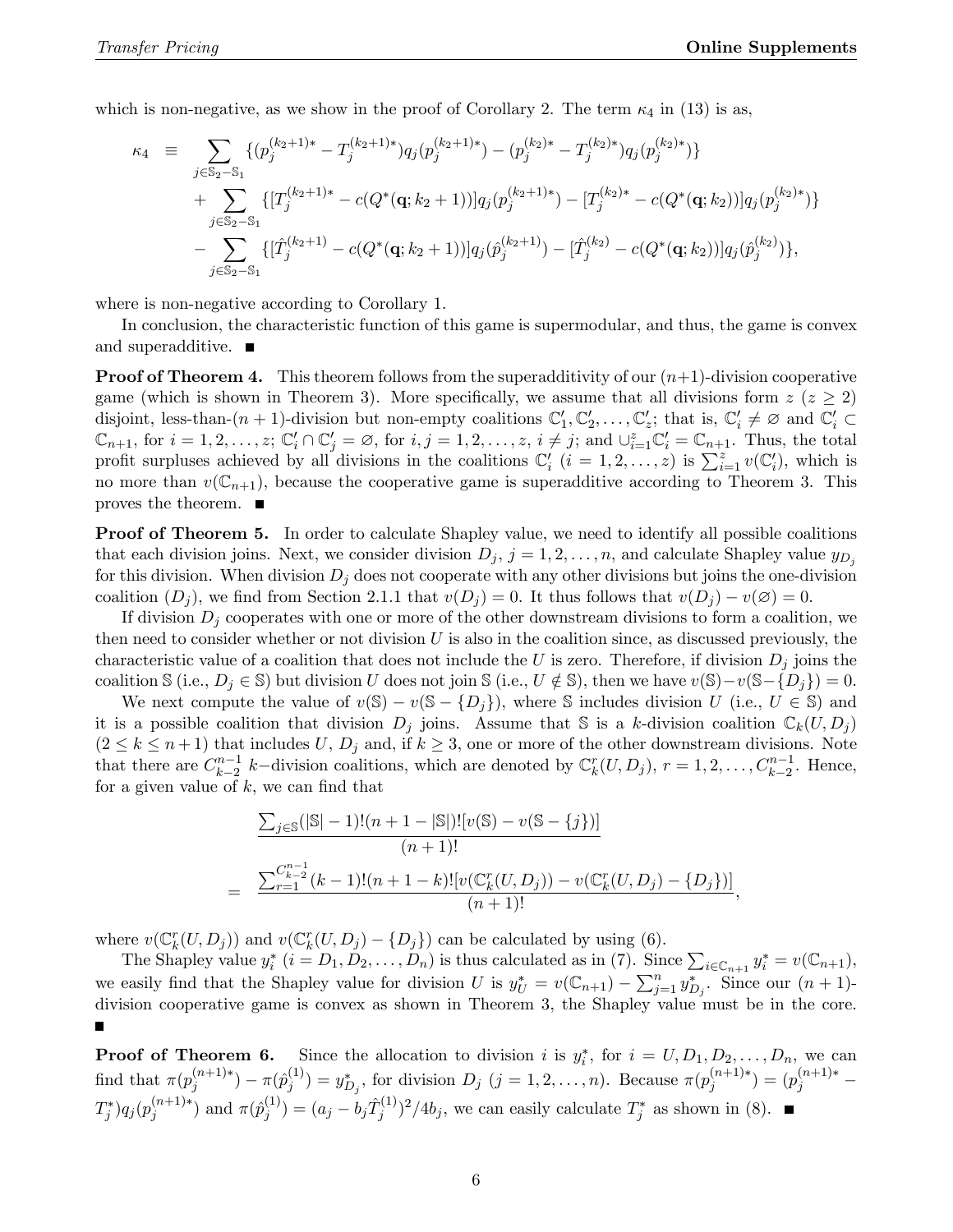which is non-negative, as we show in the proof of Corollary 2. The term $\kappa_4$ in (13) is as,

$$
\begin{aligned}
\kappa_4 \equiv & \sum_{j\in\mathbb{S}_2-\mathbb{S}_1} \{(p_j^{(k_2+1)*} - T_j^{(k_2+1)*})q_j(p_j^{(k_2+1)*}) - (p_j^{(k_2)*} - T_j^{(k_2)*})q_j(p_j^{(k_2)*})\} \\
& + \sum_{j\in\mathbb{S}_2-\mathbb{S}_1} \{[T_j^{(k_2+1)*} - c(Q^*(\mathbf{q}; k_2+1))]q_j(p_j^{(k_2+1)*}) - [T_j^{(k_2)*} - c(Q^*(\mathbf{q}; k_2))]q_j(p_j^{(k_2)*})\} \\
& - \sum_{j\in\mathbb{S}_2-\mathbb{S}_1} \{[\hat{T}_j^{(k_2+1)} - c(Q^*(\mathbf{q}; k_2+1))]q_j(\hat{p}_j^{(k_2+1)}) - [\hat{T}_j^{(k_2)} - c(Q^*(\mathbf{q}; k_2))]q_j(\hat{p}_j^{(k_2)})\},
\end{aligned}
$$

where is non-negative according to Corollary 1.

In conclusion, the characteristic function of this game is supermodular, and thus, the game is convex and superadditive. ■

**Proof of Theorem 4.** This theorem follows from the superadditivity of our $(n+1)$-division cooperative game (which is shown in Theorem 3). More specifically, we assume that all divisions form $z$ ($z \geq 2$) disjoint, less-than-$(n+1)$-division but non-empty coalitions $\mathbb{C}'_1, \mathbb{C}'_2, \ldots, \mathbb{C}'_z$; that is, $\mathbb{C}'_i \neq \varnothing$ and $\mathbb{C}'_i \subset \mathbb{C}_{n+1}$, for $i = 1, 2, \ldots, z$; $\mathbb{C}'_i \cap \mathbb{C}'_j = \varnothing$, for $i, j = 1, 2, \ldots, z$, $i \neq j$; and $\cup_{i=1}^{z} \mathbb{C}'_i = \mathbb{C}_{n+1}$. Thus, the total profit surpluses achieved by all divisions in the coalitions $\mathbb{C}'_i$ ($i = 1, 2, \ldots, z$) is $\sum_{i=1}^{z} v(\mathbb{C}'_i)$, which is no more than $v(\mathbb{C}_{n+1})$, because the cooperative game is superadditive according to Theorem 3. This proves the theorem. ■

**Proof of Theorem 5.** In order to calculate Shapley value, we need to identify all possible coalitions that each division joins. Next, we consider division $D_j$, $j = 1, 2, \ldots, n$, and calculate Shapley value $y_{D_j}$ for this division. When division $D_j$ does not cooperate with any other divisions but joins the one-division coalition $(D_j)$, we find from Section 2.1.1 that $v(D_j) = 0$. It thus follows that $v(D_j) - v(\varnothing) = 0$.

If division $D_j$ cooperates with one or more of the other downstream divisions to form a coalition, we then need to consider whether or not division $U$ is also in the coalition since, as discussed previously, the characteristic value of a coalition that does not include the $U$ is zero. Therefore, if division $D_j$ joins the coalition $\mathbb{S}$ (i.e., $D_j \in \mathbb{S}$) but division $U$ does not join $\mathbb{S}$ (i.e., $U \notin \mathbb{S}$), then we have $v(\mathbb{S}) - v(\mathbb{S} - \{D_j\}) = 0$.

We next compute the value of $v(\mathbb{S}) - v(\mathbb{S} - \{D_j\})$, where $\mathbb{S}$ includes division $U$ (i.e., $U \in \mathbb{S}$) and it is a possible coalition that division $D_j$ joins. Assume that $\mathbb{S}$ is a $k$-division coalition $\mathbb{C}_k(U, D_j)$ ($2 \leq k \leq n+1$) that includes $U$, $D_j$ and, if $k \geq 3$, one or more of the other downstream divisions. Note that there are $C_{k-2}^{n-1}$ $k-$division coalitions, which are denoted by $\mathbb{C}_k^r(U, D_j)$, $r = 1, 2, \ldots, C_{k-2}^{n-1}$. Hence, for a given value of $k$, we can find that

$$
\begin{aligned}
& \frac{\sum_{j\in\mathbb{S}}(|\mathbb{S}|-1)!(n+1-|\mathbb{S}|)![v(\mathbb{S}) - v(\mathbb{S}-\{j\})]}{(n+1)!} \\
= & \frac{\sum_{r=1}^{C_{k-2}^{n-1}}(k-1)!(n+1-k)![v(\mathbb{C}_k^r(U, D_j)) - v(\mathbb{C}_k^r(U, D_j) - \{D_j\})]}{(n+1)!},
\end{aligned}
$$

where $v(\mathbb{C}_k^r(U, D_j))$ and $v(\mathbb{C}_k^r(U, D_j) - \{D_j\})$ can be calculated by using (6).

The Shapley value $y_i^*$ ($i = D_1, D_2, \ldots, D_n$) is thus calculated as in (7). Since $\sum_{i\in\mathbb{C}_{n+1}} y_i^* = v(\mathbb{C}_{n+1})$, we easily find that the Shapley value for division $U$ is $y_U^* = v(\mathbb{C}_{n+1}) - \sum_{j=1}^{n} y_{D_j}^*$. Since our $(n+1)$-division cooperative game is convex as shown in Theorem 3, the Shapley value must be in the core. ■

**Proof of Theorem 6.** Since the allocation to division $i$ is $y_i^*$, for $i = U, D_1, D_2, \ldots, D_n$, we can find that $\pi(p_j^{(n+1)*}) - \pi(\hat{p}_j^{(1)}) = y_{D_j}^*$, for division $D_j$ ($j = 1, 2, \ldots, n$). Because $\pi(p_j^{(n+1)*}) = (p_j^{(n+1)*} - T_j^*)q_j(p_j^{(n+1)*})$ and $\pi(\hat{p}_j^{(1)}) = (a_j - b_j\hat{T}_j^{(1)})^2/4b_j$, we can easily calculate $T_j^*$ as shown in (8). ■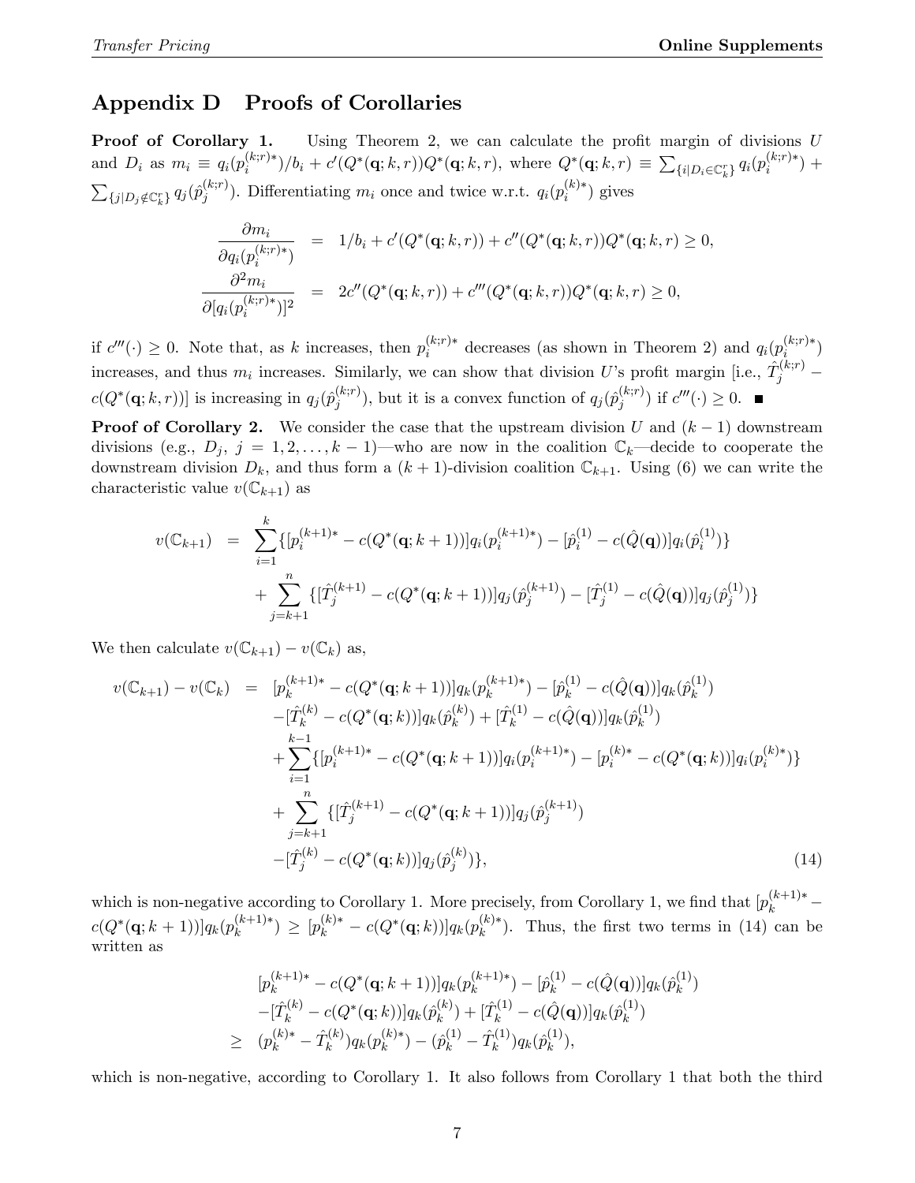## Appendix D Proofs of Corollaries

**Proof of Corollary 1.** Using Theorem 2, we can calculate the profit margin of divisions $U$ and $D_i$ as $m_i \equiv q_i(p_i^{(k;r)*})/b_i + c'(Q^*(\mathbf{q};k,r))Q^*(\mathbf{q};k,r)$, where $Q^*(\mathbf{q};k,r) \equiv \sum_{\{i|D_i \in \mathbb{C}_k^r\}} q_i(p_i^{(k;r)*}) + \sum_{\{j|D_j \notin \mathbb{C}_k^r\}} q_j(\hat{p}_j^{(k;r)})$. Differentiating $m_i$ once and twice w.r.t. $q_i(p_i^{(k)*})$ gives

$$
\begin{aligned}
\frac{\partial m_i}{\partial q_i(p_i^{(k;r)*})} &= 1/b_i + c'(Q^*(\mathbf{q};k,r)) + c''(Q^*(\mathbf{q};k,r))Q^*(\mathbf{q};k,r) \geq 0, \\
\frac{\partial^2 m_i}{\partial [q_i(p_i^{(k;r)*})]^2} &= 2c''(Q^*(\mathbf{q};k,r)) + c'''(Q^*(\mathbf{q};k,r))Q^*(\mathbf{q};k,r) \geq 0,
\end{aligned}
$$

if $c'''(\cdot) \geq 0$. Note that, as $k$ increases, then $p_i^{(k;r)*}$ decreases (as shown in Theorem 2) and $q_i(p_i^{(k;r)*})$ increases, and thus $m_i$ increases. Similarly, we can show that division $U$'s profit margin [i.e., $\hat{T}_j^{(k;r)} - c(Q^*(\mathbf{q};k,r))$] is increasing in $q_j(\hat{p}_j^{(k;r)})$, but it is a convex function of $q_j(\hat{p}_j^{(k;r)})$ if $c'''(\cdot) \geq 0$. ■

**Proof of Corollary 2.** We consider the case that the upstream division $U$ and $(k-1)$ downstream divisions (e.g., $D_j$, $j = 1, 2, \ldots, k-1$)—who are now in the coalition $\mathbb{C}_k$—decide to cooperate the downstream division $D_k$, and thus form a $(k+1)$-division coalition $\mathbb{C}_{k+1}$. Using (6) we can write the characteristic value $v(\mathbb{C}_{k+1})$ as

$$
\begin{aligned}
v(\mathbb{C}_{k+1}) &= \sum_{i=1}^{k} \{[p_i^{(k+1)*} - c(Q^*(\mathbf{q};k+1))]q_i(p_i^{(k+1)*}) - [\hat{p}_i^{(1)} - c(\hat{Q}(\mathbf{q}))]q_i(\hat{p}_i^{(1)})\} \\
&\quad + \sum_{j=k+1}^{n} \{[\hat{T}_j^{(k+1)} - c(Q^*(\mathbf{q};k+1))]q_j(\hat{p}_j^{(k+1)}) - [\hat{T}_j^{(1)} - c(\hat{Q}(\mathbf{q}))]q_j(\hat{p}_j^{(1)})\}
\end{aligned}
$$

We then calculate $v(\mathbb{C}_{k+1}) - v(\mathbb{C}_k)$ as,

$$
\begin{aligned}
v(\mathbb{C}_{k+1}) - v(\mathbb{C}_k) &= [p_k^{(k+1)*} - c(Q^*(\mathbf{q};k+1))]q_k(p_k^{(k+1)*}) - [\hat{p}_k^{(1)} - c(\hat{Q}(\mathbf{q}))]q_k(\hat{p}_k^{(1)}) \\
&\quad - [\hat{T}_k^{(k)} - c(Q^*(\mathbf{q};k))]q_k(\hat{p}_k^{(k)}) + [\hat{T}_k^{(1)} - c(\hat{Q}(\mathbf{q}))]q_k(\hat{p}_k^{(1)}) \\
&\quad + \sum_{i=1}^{k-1} \{[p_i^{(k+1)*} - c(Q^*(\mathbf{q};k+1))]q_i(p_i^{(k+1)*}) - [p_i^{(k)*} - c(Q^*(\mathbf{q};k))]q_i(p_i^{(k)*})\} \\
&\quad + \sum_{j=k+1}^{n} \{[\hat{T}_j^{(k+1)} - c(Q^*(\mathbf{q};k+1))]q_j(\hat{p}_j^{(k+1)}) \\
&\quad - [\hat{T}_j^{(k)} - c(Q^*(\mathbf{q};k))]q_j(\hat{p}_j^{(k)})\}, \qquad (14)
\end{aligned}
$$

which is non-negative according to Corollary 1. More precisely, from Corollary 1, we find that $[p_k^{(k+1)*} - c(Q^*(\mathbf{q};k+1))]q_k(p_k^{(k+1)*}) \geq [p_k^{(k)*} - c(Q^*(\mathbf{q};k))]q_k(p_k^{(k)*})$. Thus, the first two terms in (14) can be written as

$$
\begin{aligned}
& [p_k^{(k+1)*} - c(Q^*(\mathbf{q};k+1))]q_k(p_k^{(k+1)*}) - [\hat{p}_k^{(1)} - c(\hat{Q}(\mathbf{q}))]q_k(\hat{p}_k^{(1)}) \\
& - [\hat{T}_k^{(k)} - c(Q^*(\mathbf{q};k))]q_k(\hat{p}_k^{(k)}) + [\hat{T}_k^{(1)} - c(\hat{Q}(\mathbf{q}))]q_k(\hat{p}_k^{(1)}) \\
\geq \;& (p_k^{(k)*} - \hat{T}_k^{(k)})q_k(p_k^{(k)*}) - (\hat{p}_k^{(1)} - \hat{T}_k^{(1)})q_k(\hat{p}_k^{(1)}),
\end{aligned}
$$

which is non-negative, according to Corollary 1. It also follows from Corollary 1 that both the third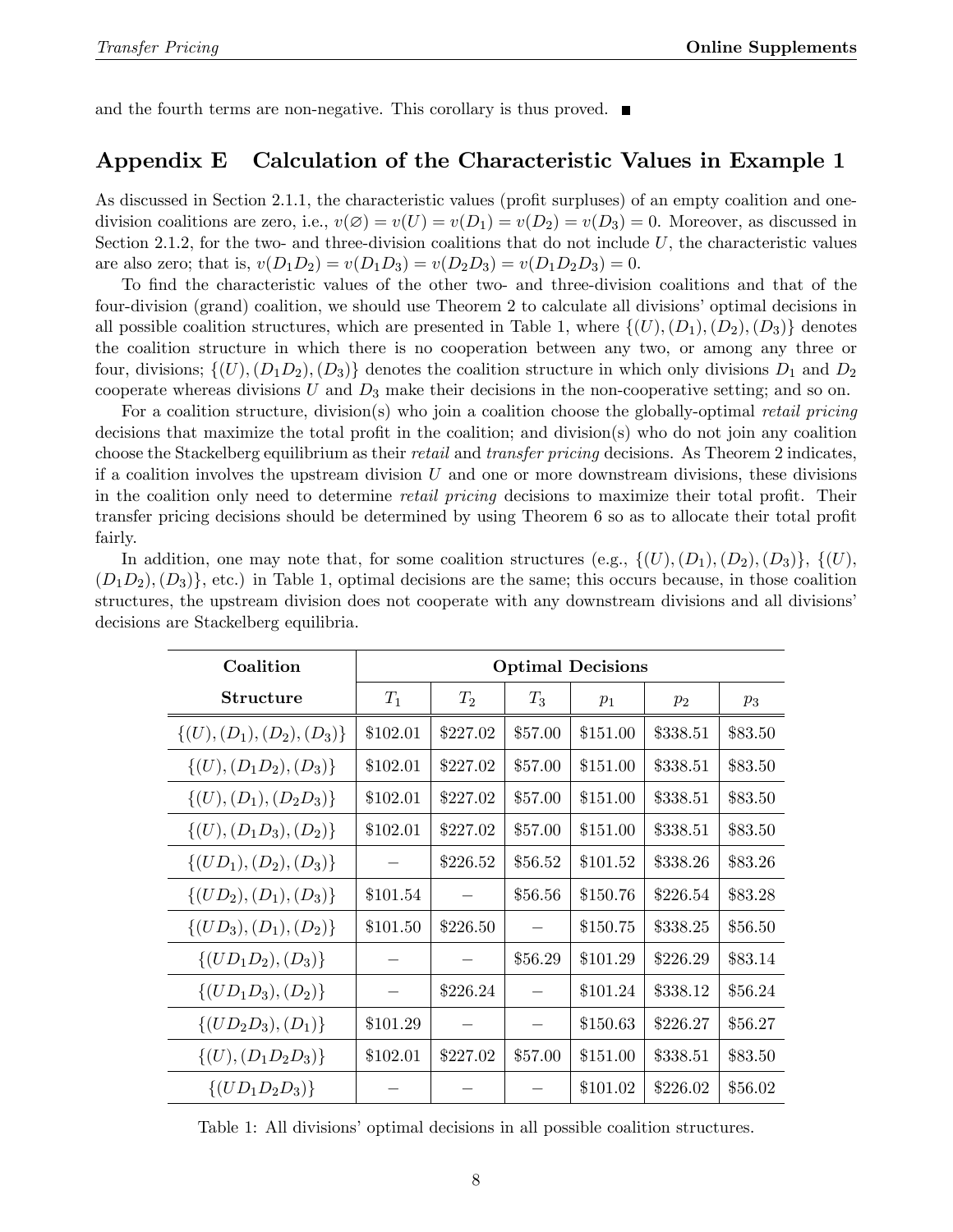and the fourth terms are non-negative. This corollary is thus proved. ■

## Appendix E Calculation of the Characteristic Values in Example 1

As discussed in Section 2.1.1, the characteristic values (profit surpluses) of an empty coalition and one-division coalitions are zero, i.e., $v(\varnothing) = v(U) = v(D_1) = v(D_2) = v(D_3) = 0$. Moreover, as discussed in Section 2.1.2, for the two- and three-division coalitions that do not include $U$, the characteristic values are also zero; that is, $v(D_1D_2) = v(D_1D_3) = v(D_2D_3) = v(D_1D_2D_3) = 0$.

To find the characteristic values of the other two- and three-division coalitions and that of the four-division (grand) coalition, we should use Theorem 2 to calculate all divisions' optimal decisions in all possible coalition structures, which are presented in Table 1, where $\{(U), (D_1), (D_2), (D_3)\}$ denotes the coalition structure in which there is no cooperation between any two, or among any three or four, divisions; $\{(U), (D_1D_2), (D_3)\}$ denotes the coalition structure in which only divisions $D_1$ and $D_2$ cooperate whereas divisions $U$ and $D_3$ make their decisions in the non-cooperative setting; and so on.

For a coalition structure, division(s) who join a coalition choose the globally-optimal *retail pricing* decisions that maximize the total profit in the coalition; and division(s) who do not join any coalition choose the Stackelberg equilibrium as their *retail* and *transfer pricing* decisions. As Theorem 2 indicates, if a coalition involves the upstream division $U$ and one or more downstream divisions, these divisions in the coalition only need to determine *retail pricing* decisions to maximize their total profit. Their transfer pricing decisions should be determined by using Theorem 6 so as to allocate their total profit fairly.

In addition, one may note that, for some coalition structures (e.g., $\{(U), (D_1), (D_2), (D_3)\}$, $\{(U), (D_1D_2), (D_3)\}$, etc.) in Table 1, optimal decisions are the same; this occurs because, in those coalition structures, the upstream division does not cooperate with any downstream divisions and all divisions' decisions are Stackelberg equilibria.

| Coalition | Optimal Decisions | | | | | |
|---|---|---|---|---|---|---|
| Structure | $T_1$ | $T_2$ | $T_3$ | $p_1$ | $p_2$ | $p_3$ |
| $\{(U), (D_1), (D_2), (D_3)\}$ | \$102.01 | \$227.02 | \$57.00 | \$151.00 | \$338.51 | \$83.50 |
| $\{(U), (D_1D_2), (D_3)\}$ | \$102.01 | \$227.02 | \$57.00 | \$151.00 | \$338.51 | \$83.50 |
| $\{(U), (D_1), (D_2D_3)\}$ | \$102.01 | \$227.02 | \$57.00 | \$151.00 | \$338.51 | \$83.50 |
| $\{(U), (D_1D_3), (D_2)\}$ | \$102.01 | \$227.02 | \$57.00 | \$151.00 | \$338.51 | \$83.50 |
| $\{(UD_1), (D_2), (D_3)\}$ | – | \$226.52 | \$56.52 | \$101.52 | \$338.26 | \$83.26 |
| $\{(UD_2), (D_1), (D_3)\}$ | \$101.54 | – | \$56.56 | \$150.76 | \$226.54 | \$83.28 |
| $\{(UD_3), (D_1), (D_2)\}$ | \$101.50 | \$226.50 | – | \$150.75 | \$338.25 | \$56.50 |
| $\{(UD_1D_2), (D_3)\}$ | – | – | \$56.29 | \$101.29 | \$226.29 | \$83.14 |
| $\{(UD_1D_3), (D_2)\}$ | – | \$226.24 | – | \$101.24 | \$338.12 | \$56.24 |
| $\{(UD_2D_3), (D_1)\}$ | \$101.29 | – | – | \$150.63 | \$226.27 | \$56.27 |
| $\{(U), (D_1D_2D_3)\}$ | \$102.01 | \$227.02 | \$57.00 | \$151.00 | \$338.51 | \$83.50 |
| $\{(UD_1D_2D_3)\}$ | – | – | – | \$101.02 | \$226.02 | \$56.02 |

Table 1: All divisions' optimal decisions in all possible coalition structures.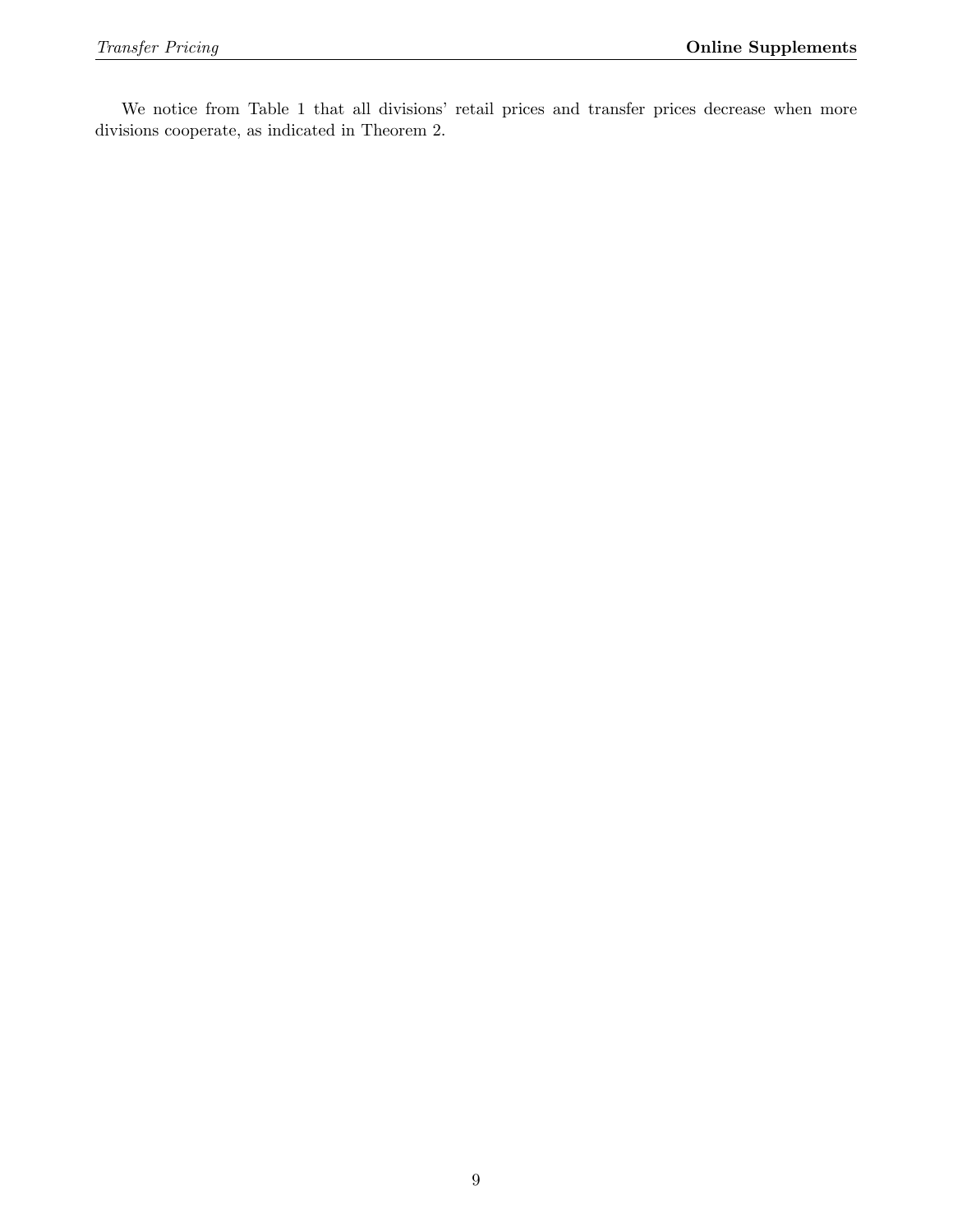We notice from Table 1 that all divisions' retail prices and transfer prices decrease when more divisions cooperate, as indicated in Theorem 2.